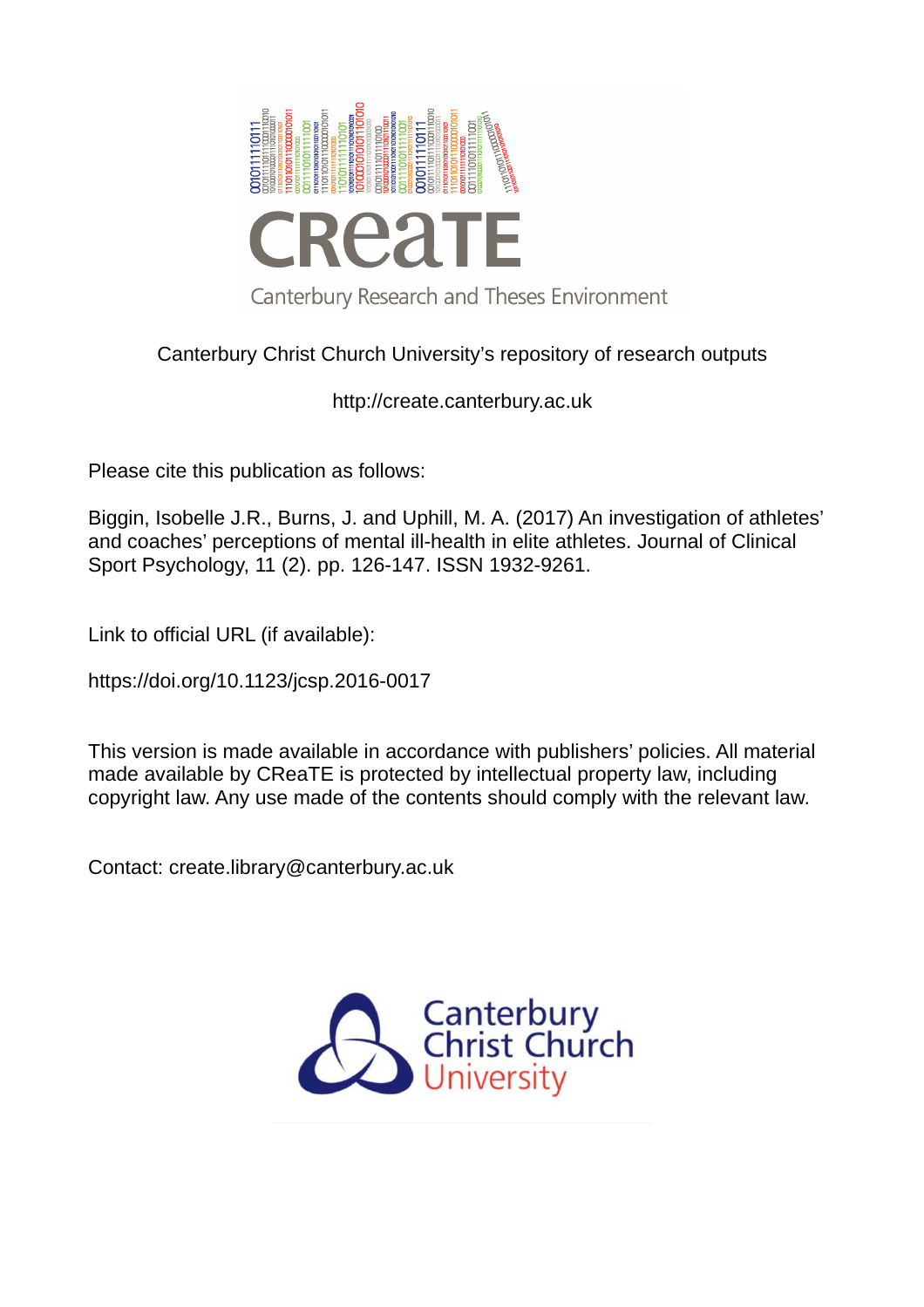Canterbury Christ Church University's repository of research outputs

http://create.canterbury.ac.uk

Please cite this publication as follows:

Biggin, Isobelle J.R., Burns, J. and Uphill, M. A. (2017) An investigation of athletes' and coaches' perceptions of mental ill-health in elite athletes. Journal of Clinical Sport Psychology, 11 (2). pp. 126-147. ISSN 1932-9261.

Link to official URL (if available):

https://doi.org/10.1123/jcsp.2016-0017

This version is made available in accordance with publishers' policies. All material made available by CReaTE is protected by intellectual property law, including copyright law. Any use made of the contents should comply with the relevant law.

Contact: create.library@canterbury.ac.uk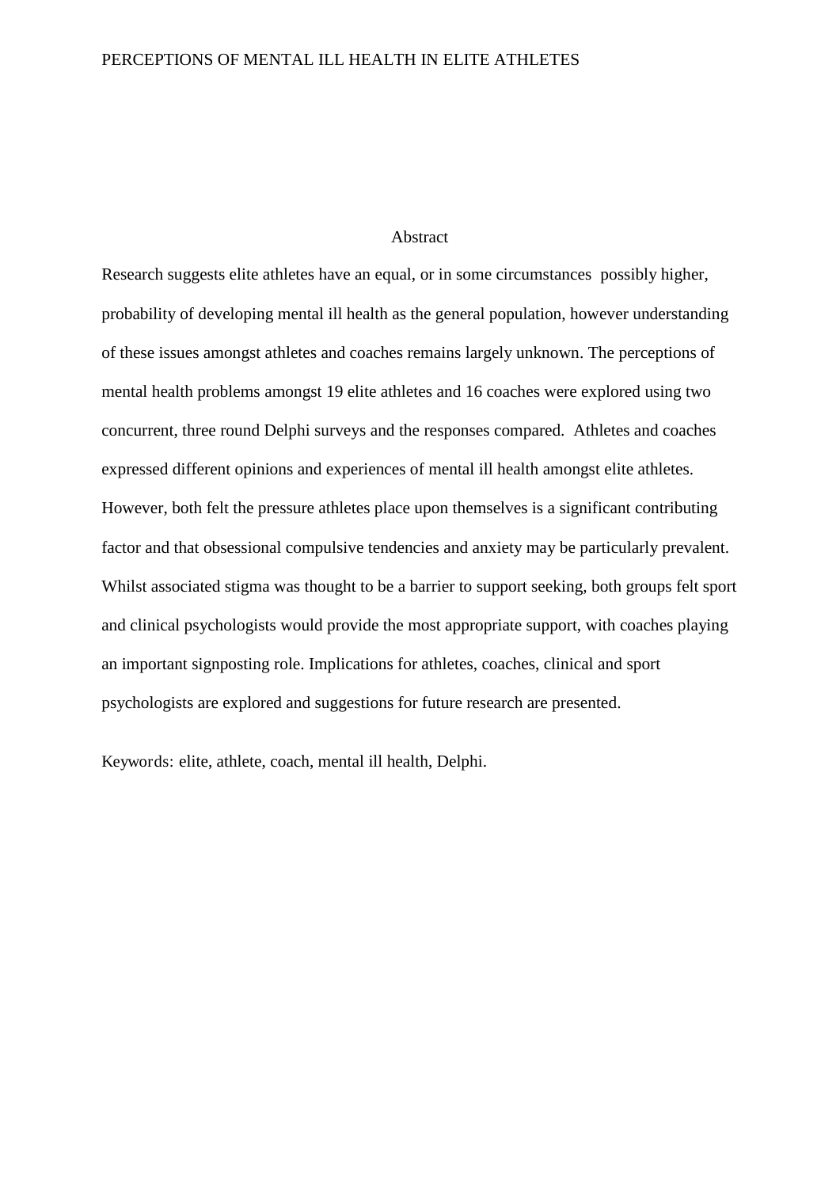## Abstract

Research suggests elite athletes have an equal, or in some circumstances possibly higher, probability of developing mental ill health as the general population, however understanding of these issues amongst athletes and coaches remains largely unknown. The perceptions of mental health problems amongst 19 elite athletes and 16 coaches were explored using two concurrent, three round Delphi surveys and the responses compared. Athletes and coaches expressed different opinions and experiences of mental ill health amongst elite athletes. However, both felt the pressure athletes place upon themselves is a significant contributing factor and that obsessional compulsive tendencies and anxiety may be particularly prevalent. Whilst associated stigma was thought to be a barrier to support seeking, both groups felt sport and clinical psychologists would provide the most appropriate support, with coaches playing an important signposting role. Implications for athletes, coaches, clinical and sport psychologists are explored and suggestions for future research are presented.

Keywords: elite, athlete, coach, mental ill health, Delphi.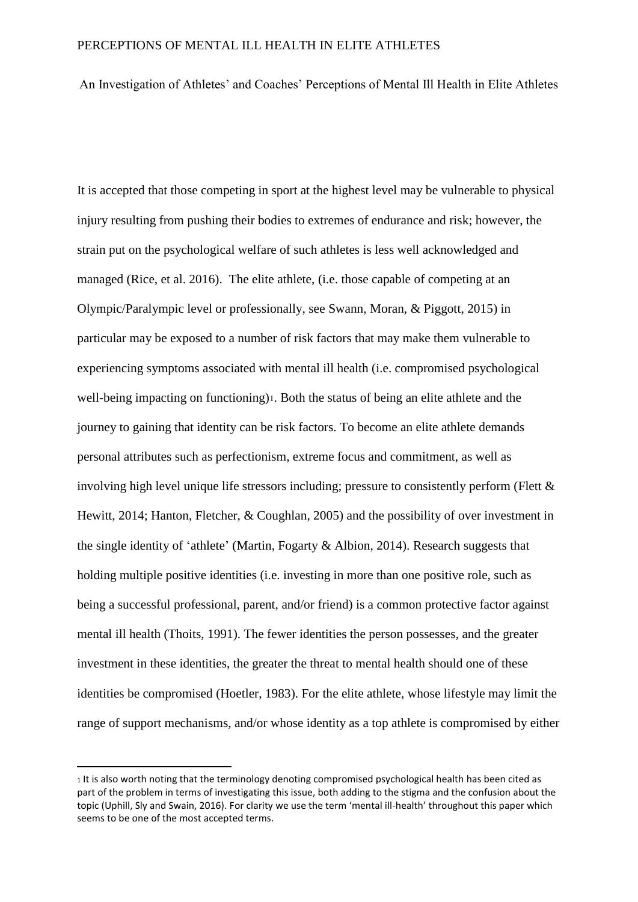An Investigation of Athletes' and Coaches' Perceptions of Mental Ill Health in Elite Athletes

It is accepted that those competing in sport at the highest level may be vulnerable to physical injury resulting from pushing their bodies to extremes of endurance and risk; however, the strain put on the psychological welfare of such athletes is less well acknowledged and managed (Rice, et al. 2016). The elite athlete, (i.e. those capable of competing at an Olympic/Paralympic level or professionally, see Swann, Moran, & Piggott, 2015) in particular may be exposed to a number of risk factors that may make them vulnerable to experiencing symptoms associated with mental ill health (i.e. compromised psychological well-being impacting on functioning)[1]. Both the status of being an elite athlete and the journey to gaining that identity can be risk factors. To become an elite athlete demands personal attributes such as perfectionism, extreme focus and commitment, as well as involving high level unique life stressors including; pressure to consistently perform (Flett & Hewitt, 2014; Hanton, Fletcher, & Coughlan, 2005) and the possibility of over investment in the single identity of 'athlete' (Martin, Fogarty & Albion, 2014). Research suggests that holding multiple positive identities (i.e. investing in more than one positive role, such as being a successful professional, parent, and/or friend) is a common protective factor against mental ill health (Thoits, 1991). The fewer identities the person possesses, and the greater investment in these identities, the greater the threat to mental health should one of these identities be compromised (Hoetler, 1983). For the elite athlete, whose lifestyle may limit the range of support mechanisms, and/or whose identity as a top athlete is compromised by either

[1] It is also worth noting that the terminology denoting compromised psychological health has been cited as part of the problem in terms of investigating this issue, both adding to the stigma and the confusion about the topic (Uphill, Sly and Swain, 2016). For clarity we use the term 'mental ill-health' throughout this paper which seems to be one of the most accepted terms.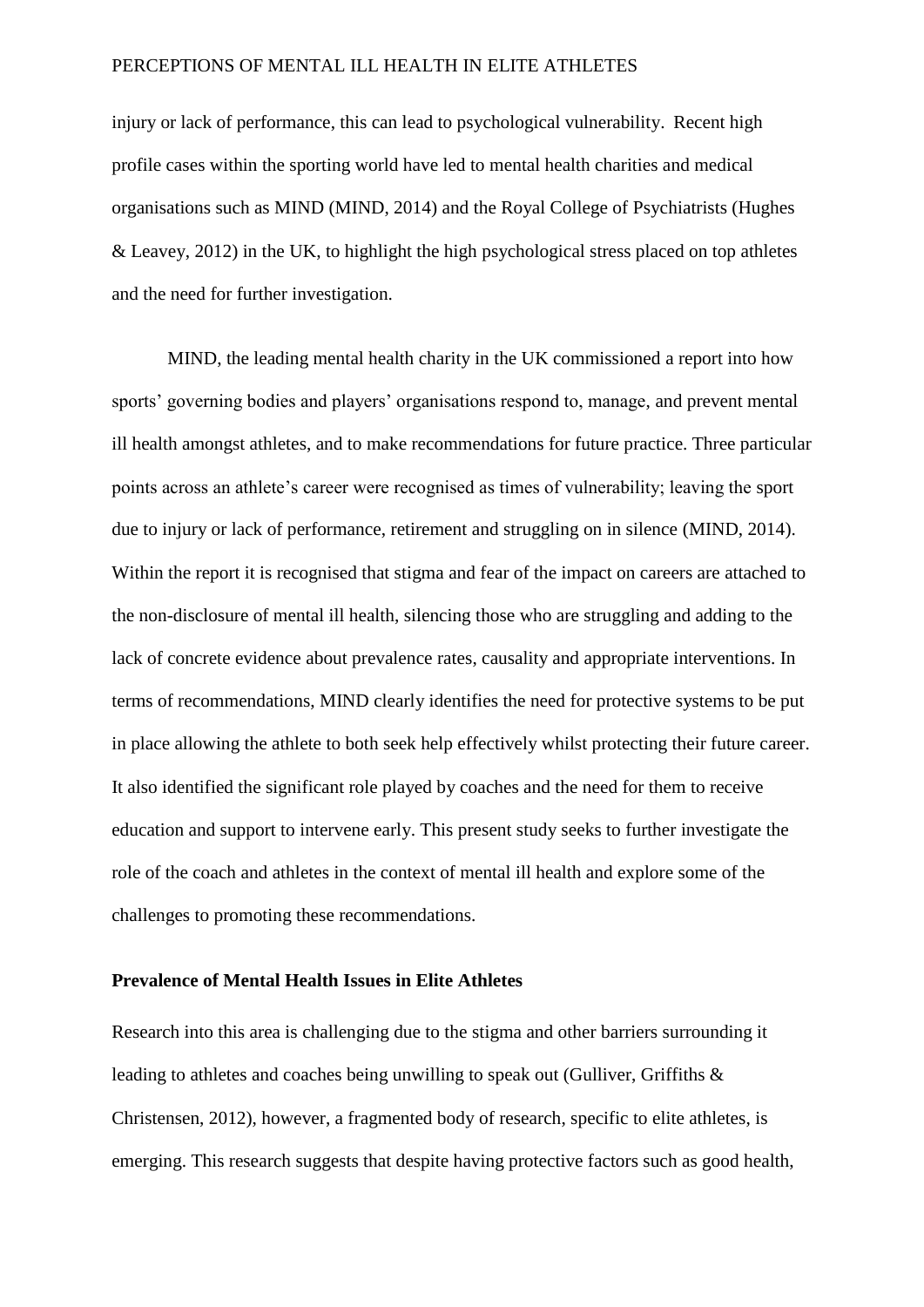injury or lack of performance, this can lead to psychological vulnerability. Recent high profile cases within the sporting world have led to mental health charities and medical organisations such as MIND (MIND, 2014) and the Royal College of Psychiatrists (Hughes & Leavey, 2012) in the UK, to highlight the high psychological stress placed on top athletes and the need for further investigation.

MIND, the leading mental health charity in the UK commissioned a report into how sports' governing bodies and players' organisations respond to, manage, and prevent mental ill health amongst athletes, and to make recommendations for future practice. Three particular points across an athlete's career were recognised as times of vulnerability; leaving the sport due to injury or lack of performance, retirement and struggling on in silence (MIND, 2014). Within the report it is recognised that stigma and fear of the impact on careers are attached to the non-disclosure of mental ill health, silencing those who are struggling and adding to the lack of concrete evidence about prevalence rates, causality and appropriate interventions. In terms of recommendations, MIND clearly identifies the need for protective systems to be put in place allowing the athlete to both seek help effectively whilst protecting their future career. It also identified the significant role played by coaches and the need for them to receive education and support to intervene early. This present study seeks to further investigate the role of the coach and athletes in the context of mental ill health and explore some of the challenges to promoting these recommendations.

**Prevalence of Mental Health Issues in Elite Athletes**

Research into this area is challenging due to the stigma and other barriers surrounding it leading to athletes and coaches being unwilling to speak out (Gulliver, Griffiths & Christensen, 2012), however, a fragmented body of research, specific to elite athletes, is emerging. This research suggests that despite having protective factors such as good health,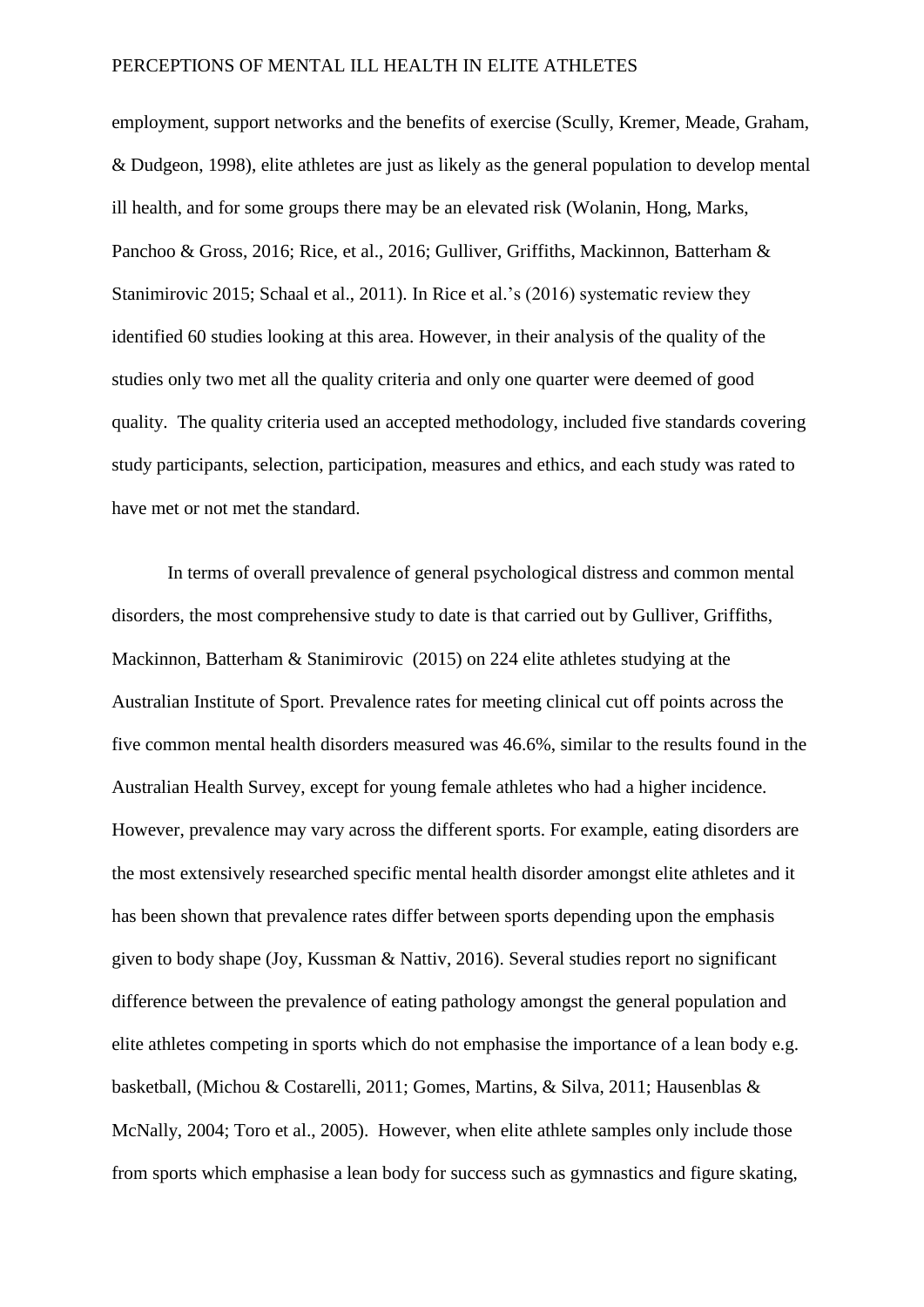employment, support networks and the benefits of exercise (Scully, Kremer, Meade, Graham, & Dudgeon, 1998), elite athletes are just as likely as the general population to develop mental ill health, and for some groups there may be an elevated risk (Wolanin, Hong, Marks, Panchoo & Gross, 2016; Rice, et al., 2016; Gulliver, Griffiths, Mackinnon, Batterham & Stanimirovic 2015; Schaal et al., 2011). In Rice et al.'s (2016) systematic review they identified 60 studies looking at this area. However, in their analysis of the quality of the studies only two met all the quality criteria and only one quarter were deemed of good quality. The quality criteria used an accepted methodology, included five standards covering study participants, selection, participation, measures and ethics, and each study was rated to have met or not met the standard.

In terms of overall prevalence of general psychological distress and common mental disorders, the most comprehensive study to date is that carried out by Gulliver, Griffiths, Mackinnon, Batterham & Stanimirovic (2015) on 224 elite athletes studying at the Australian Institute of Sport. Prevalence rates for meeting clinical cut off points across the five common mental health disorders measured was 46.6%, similar to the results found in the Australian Health Survey, except for young female athletes who had a higher incidence. However, prevalence may vary across the different sports. For example, eating disorders are the most extensively researched specific mental health disorder amongst elite athletes and it has been shown that prevalence rates differ between sports depending upon the emphasis given to body shape (Joy, Kussman & Nattiv, 2016). Several studies report no significant difference between the prevalence of eating pathology amongst the general population and elite athletes competing in sports which do not emphasise the importance of a lean body e.g. basketball, (Michou & Costarelli, 2011; Gomes, Martins, & Silva, 2011; Hausenblas & McNally, 2004; Toro et al., 2005). However, when elite athlete samples only include those from sports which emphasise a lean body for success such as gymnastics and figure skating,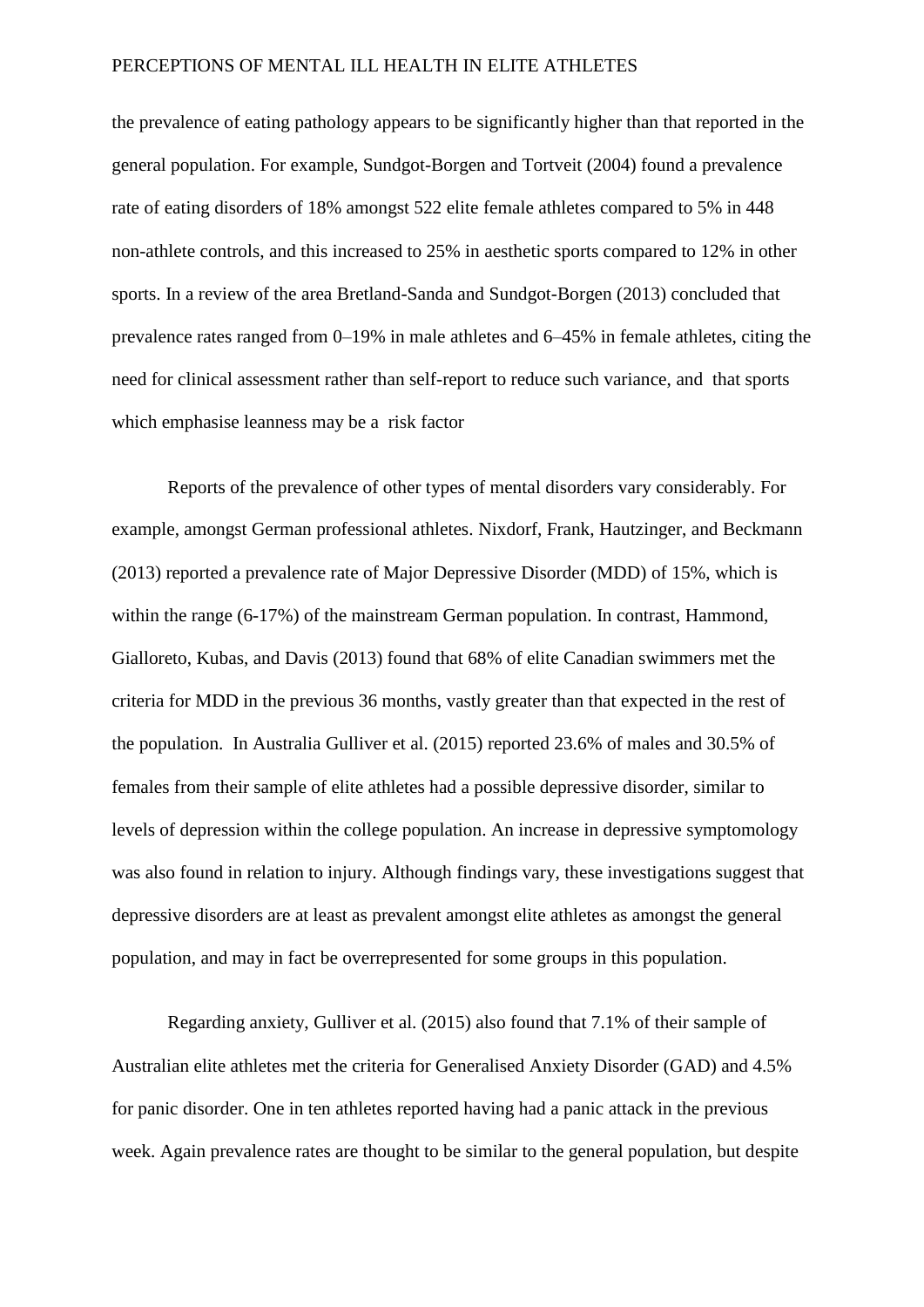the prevalence of eating pathology appears to be significantly higher than that reported in the general population. For example, Sundgot-Borgen and Tortveit (2004) found a prevalence rate of eating disorders of 18% amongst 522 elite female athletes compared to 5% in 448 non-athlete controls, and this increased to 25% in aesthetic sports compared to 12% in other sports. In a review of the area Bretland-Sanda and Sundgot-Borgen (2013) concluded that prevalence rates ranged from 0–19% in male athletes and 6–45% in female athletes, citing the need for clinical assessment rather than self-report to reduce such variance, and that sports which emphasise leanness may be a risk factor

Reports of the prevalence of other types of mental disorders vary considerably. For example, amongst German professional athletes. Nixdorf, Frank, Hautzinger, and Beckmann (2013) reported a prevalence rate of Major Depressive Disorder (MDD) of 15%, which is within the range (6-17%) of the mainstream German population. In contrast, Hammond, Gialloreto, Kubas, and Davis (2013) found that 68% of elite Canadian swimmers met the criteria for MDD in the previous 36 months, vastly greater than that expected in the rest of the population. In Australia Gulliver et al. (2015) reported 23.6% of males and 30.5% of females from their sample of elite athletes had a possible depressive disorder, similar to levels of depression within the college population. An increase in depressive symptomology was also found in relation to injury. Although findings vary, these investigations suggest that depressive disorders are at least as prevalent amongst elite athletes as amongst the general population, and may in fact be overrepresented for some groups in this population.

Regarding anxiety, Gulliver et al. (2015) also found that 7.1% of their sample of Australian elite athletes met the criteria for Generalised Anxiety Disorder (GAD) and 4.5% for panic disorder. One in ten athletes reported having had a panic attack in the previous week. Again prevalence rates are thought to be similar to the general population, but despite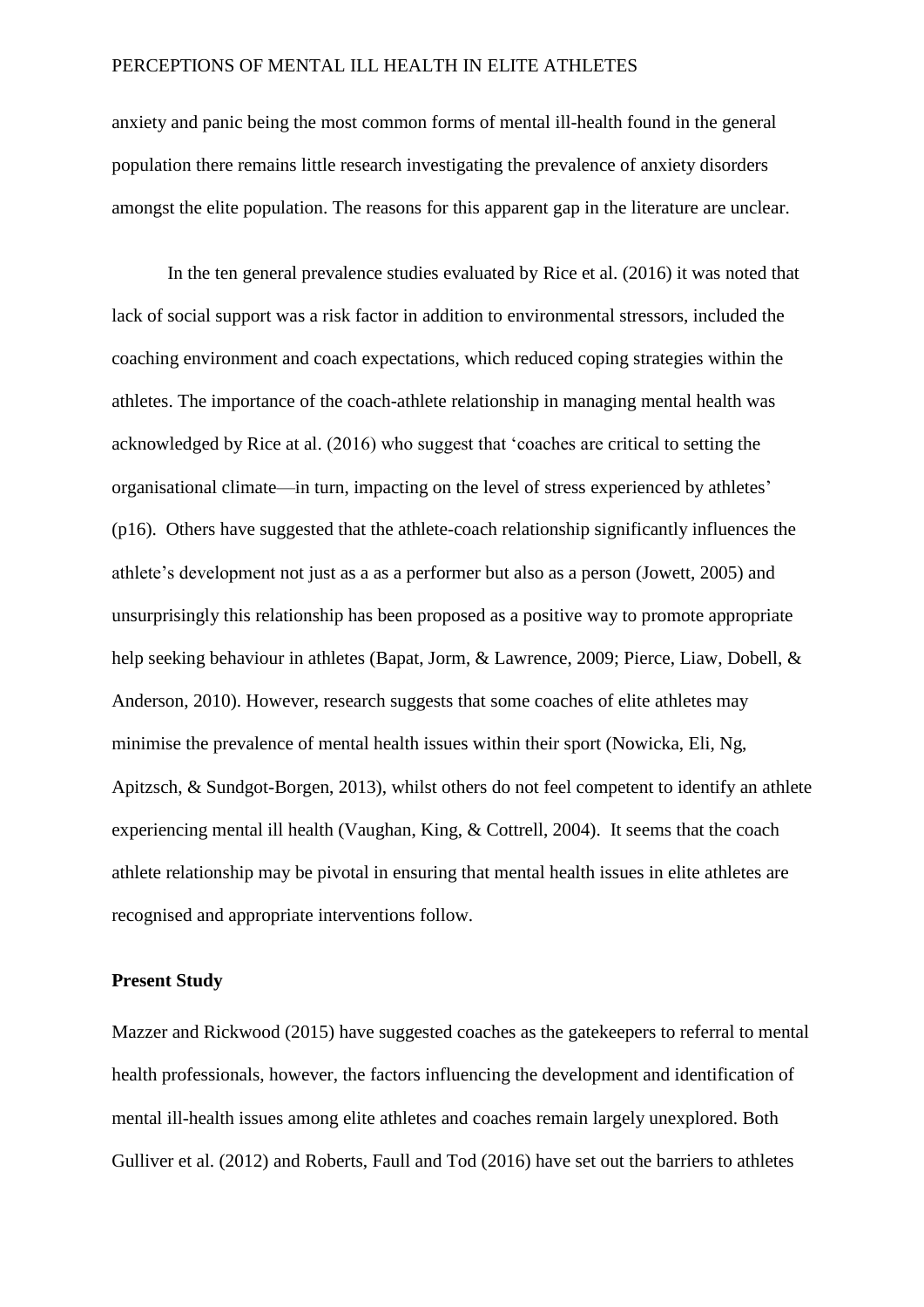anxiety and panic being the most common forms of mental ill-health found in the general population there remains little research investigating the prevalence of anxiety disorders amongst the elite population. The reasons for this apparent gap in the literature are unclear.

In the ten general prevalence studies evaluated by Rice et al. (2016) it was noted that lack of social support was a risk factor in addition to environmental stressors, included the coaching environment and coach expectations, which reduced coping strategies within the athletes. The importance of the coach-athlete relationship in managing mental health was acknowledged by Rice at al. (2016) who suggest that 'coaches are critical to setting the organisational climate—in turn, impacting on the level of stress experienced by athletes' (p16). Others have suggested that the athlete-coach relationship significantly influences the athlete's development not just as a as a performer but also as a person (Jowett, 2005) and unsurprisingly this relationship has been proposed as a positive way to promote appropriate help seeking behaviour in athletes (Bapat, Jorm, & Lawrence, 2009; Pierce, Liaw, Dobell, & Anderson, 2010). However, research suggests that some coaches of elite athletes may minimise the prevalence of mental health issues within their sport (Nowicka, Eli, Ng, Apitzsch, & Sundgot-Borgen, 2013), whilst others do not feel competent to identify an athlete experiencing mental ill health (Vaughan, King, & Cottrell, 2004). It seems that the coach athlete relationship may be pivotal in ensuring that mental health issues in elite athletes are recognised and appropriate interventions follow.

**Present Study**

Mazzer and Rickwood (2015) have suggested coaches as the gatekeepers to referral to mental health professionals, however, the factors influencing the development and identification of mental ill-health issues among elite athletes and coaches remain largely unexplored. Both Gulliver et al. (2012) and Roberts, Faull and Tod (2016) have set out the barriers to athletes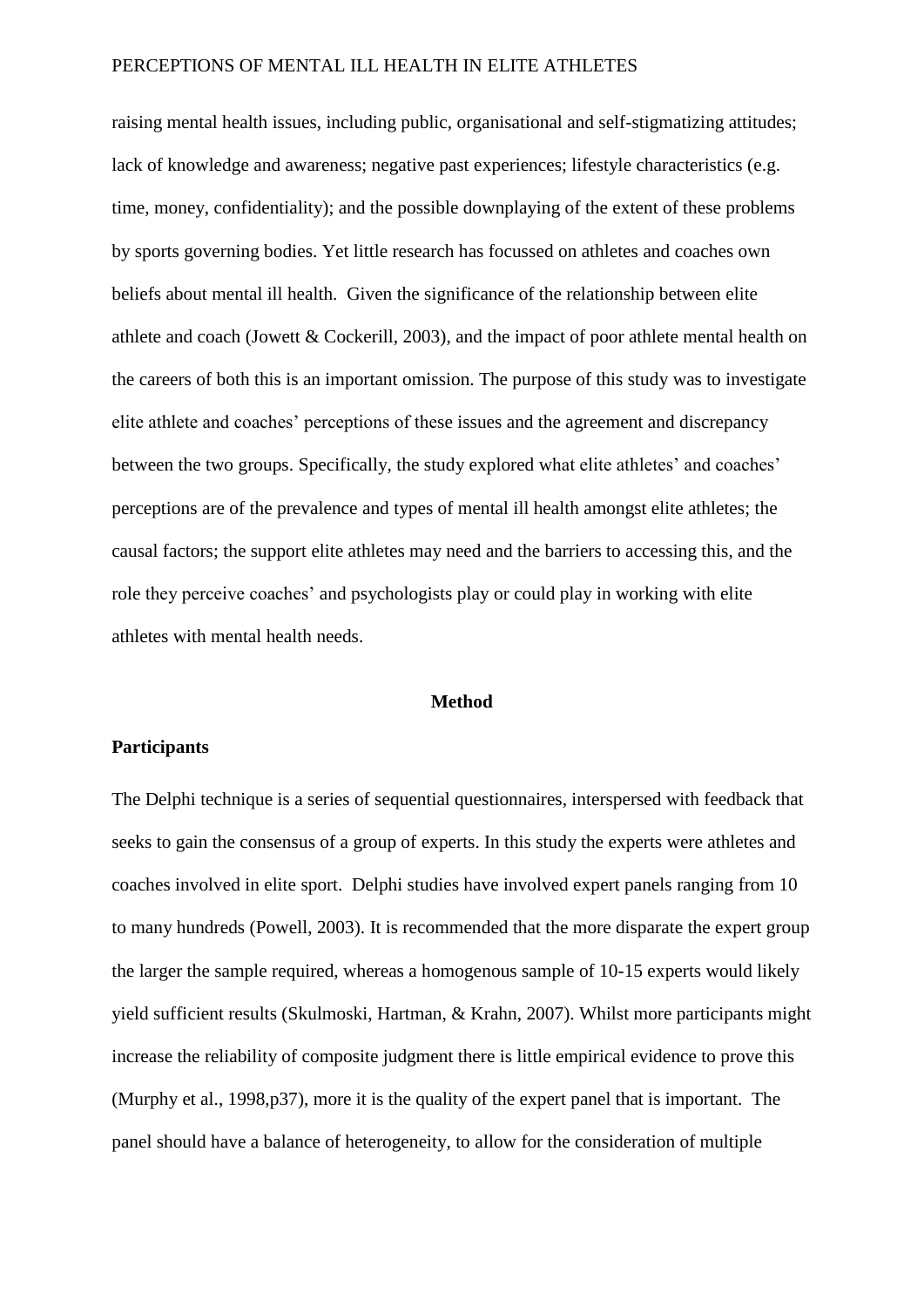raising mental health issues, including public, organisational and self-stigmatizing attitudes; lack of knowledge and awareness; negative past experiences; lifestyle characteristics (e.g. time, money, confidentiality); and the possible downplaying of the extent of these problems by sports governing bodies. Yet little research has focussed on athletes and coaches own beliefs about mental ill health. Given the significance of the relationship between elite athlete and coach (Jowett & Cockerill, 2003), and the impact of poor athlete mental health on the careers of both this is an important omission. The purpose of this study was to investigate elite athlete and coaches' perceptions of these issues and the agreement and discrepancy between the two groups. Specifically, the study explored what elite athletes' and coaches' perceptions are of the prevalence and types of mental ill health amongst elite athletes; the causal factors; the support elite athletes may need and the barriers to accessing this, and the role they perceive coaches' and psychologists play or could play in working with elite athletes with mental health needs.

## Method

### Participants

The Delphi technique is a series of sequential questionnaires, interspersed with feedback that seeks to gain the consensus of a group of experts. In this study the experts were athletes and coaches involved in elite sport. Delphi studies have involved expert panels ranging from 10 to many hundreds (Powell, 2003). It is recommended that the more disparate the expert group the larger the sample required, whereas a homogenous sample of 10-15 experts would likely yield sufficient results (Skulmoski, Hartman, & Krahn, 2007). Whilst more participants might increase the reliability of composite judgment there is little empirical evidence to prove this (Murphy et al., 1998,p37), more it is the quality of the expert panel that is important. The panel should have a balance of heterogeneity, to allow for the consideration of multiple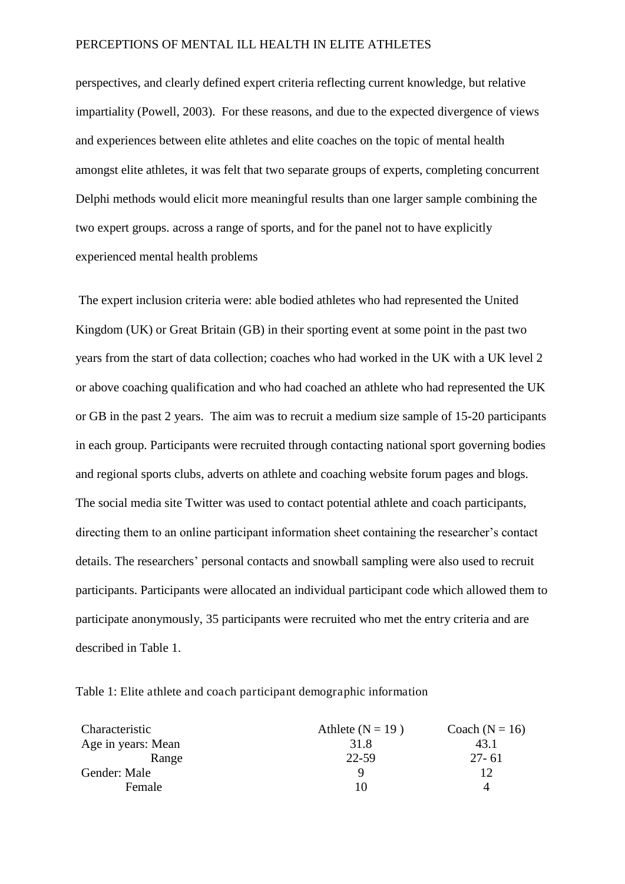perspectives, and clearly defined expert criteria reflecting current knowledge, but relative impartiality (Powell, 2003). For these reasons, and due to the expected divergence of views and experiences between elite athletes and elite coaches on the topic of mental health amongst elite athletes, it was felt that two separate groups of experts, completing concurrent Delphi methods would elicit more meaningful results than one larger sample combining the two expert groups. across a range of sports, and for the panel not to have explicitly experienced mental health problems

The expert inclusion criteria were: able bodied athletes who had represented the United Kingdom (UK) or Great Britain (GB) in their sporting event at some point in the past two years from the start of data collection; coaches who had worked in the UK with a UK level 2 or above coaching qualification and who had coached an athlete who had represented the UK or GB in the past 2 years. The aim was to recruit a medium size sample of 15-20 participants in each group. Participants were recruited through contacting national sport governing bodies and regional sports clubs, adverts on athlete and coaching website forum pages and blogs. The social media site Twitter was used to contact potential athlete and coach participants, directing them to an online participant information sheet containing the researcher's contact details. The researchers' personal contacts and snowball sampling were also used to recruit participants. Participants were allocated an individual participant code which allowed them to participate anonymously, 35 participants were recruited who met the entry criteria and are described in Table 1.

Table 1: Elite athlete and coach participant demographic information

| Characteristic | Athlete (N = 19 ) | Coach (N = 16) |
|---|---|---|
| Age in years: Mean | 31.8 | 43.1 |
| Range | 22-59 | 27- 61 |
| Gender: Male | 9 | 12 |
| Female | 10 | 4 |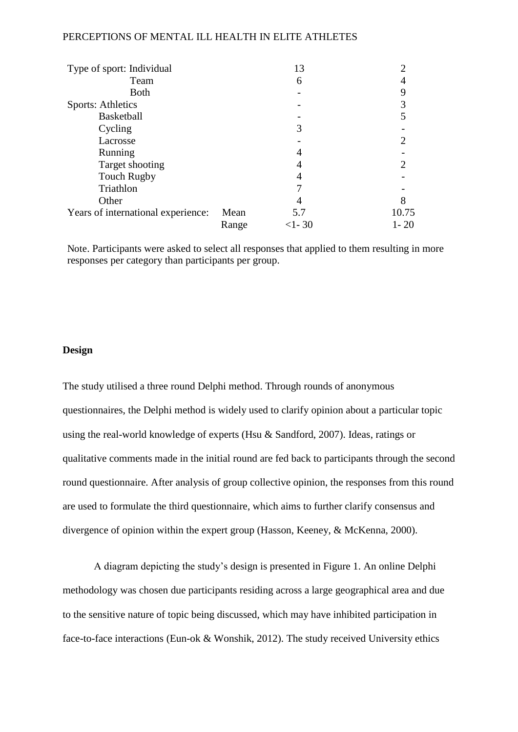| | | | |
|---|---|---|---|
| Type of sport: Individual | | 13 | 2 |
| Team | | 6 | 4 |
| Both | | - | 9 |
| Sports: Athletics | | - | 3 |
| Basketball | | - | 5 |
| Cycling | | 3 | - |
| Lacrosse | | - | 2 |
| Running | | 4 | - |
| Target shooting | | 4 | 2 |
| Touch Rugby | | 4 | - |
| Triathlon | | 7 | - |
| Other | | 4 | 8 |
| Years of international experience: | Mean | 5.7 | 10.75 |
| | Range | <1- 30 | 1- 20 |

Note. Participants were asked to select all responses that applied to them resulting in more responses per category than participants per group.

**Design**

The study utilised a three round Delphi method. Through rounds of anonymous questionnaires, the Delphi method is widely used to clarify opinion about a particular topic using the real-world knowledge of experts (Hsu & Sandford, 2007). Ideas, ratings or qualitative comments made in the initial round are fed back to participants through the second round questionnaire. After analysis of group collective opinion, the responses from this round are used to formulate the third questionnaire, which aims to further clarify consensus and divergence of opinion within the expert group (Hasson, Keeney, & McKenna, 2000).

A diagram depicting the study's design is presented in Figure 1. An online Delphi methodology was chosen due participants residing across a large geographical area and due to the sensitive nature of topic being discussed, which may have inhibited participation in face-to-face interactions (Eun-ok & Wonshik, 2012). The study received University ethics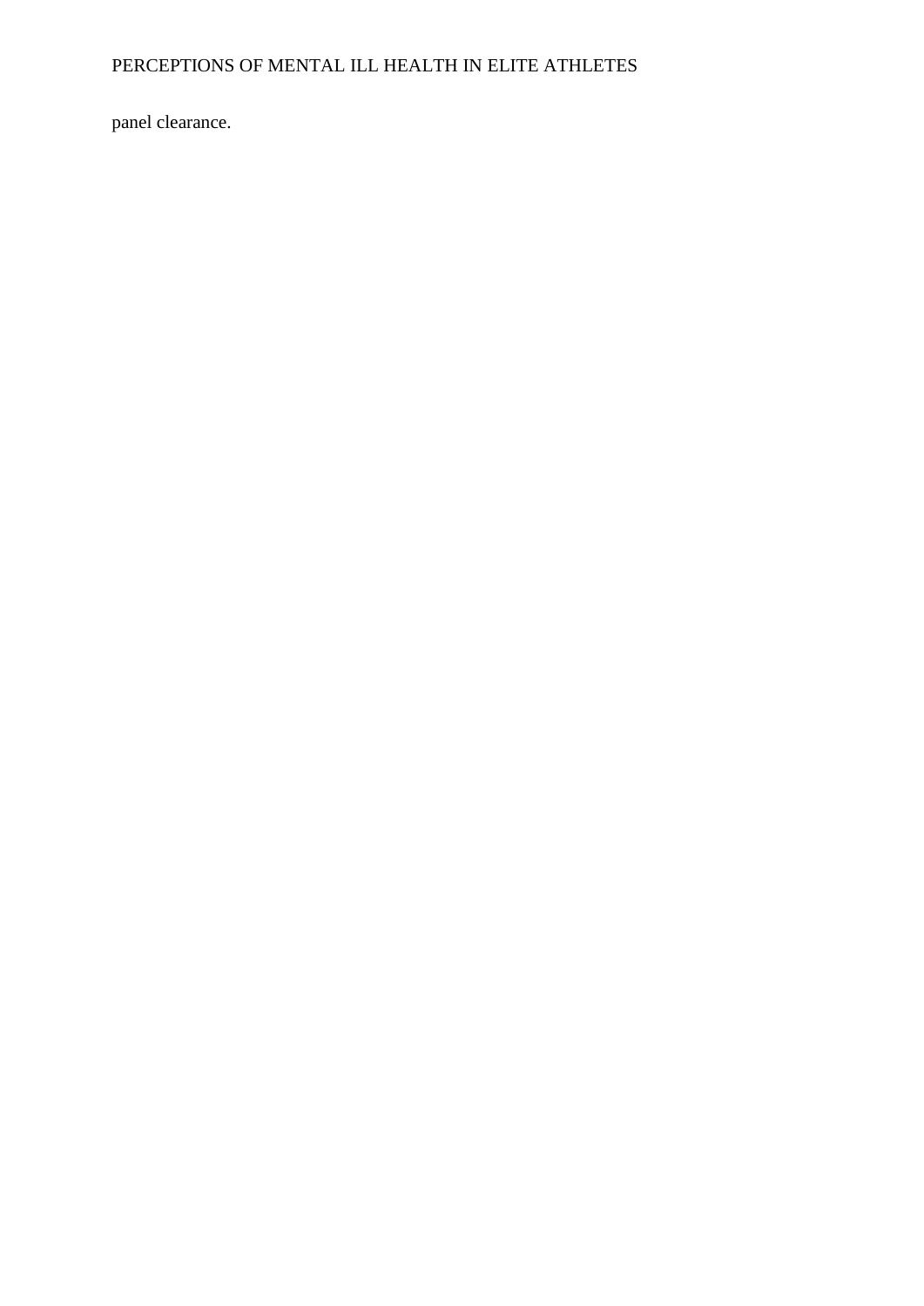panel clearance.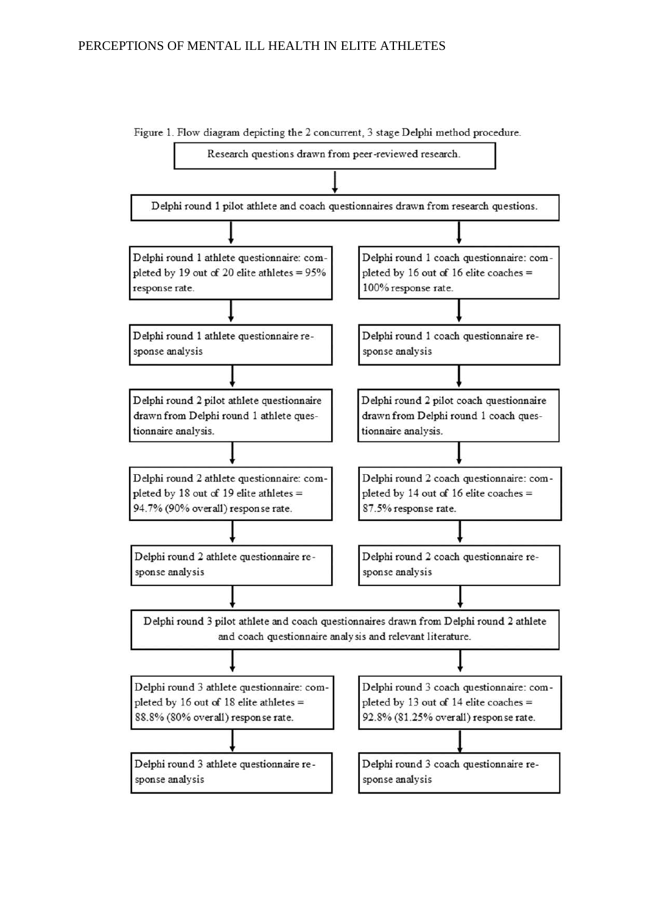Figure 1. Flow diagram depicting the 2 concurrent, 3 stage Delphi method procedure.

Research questions drawn from peer-reviewed research.

↓

Delphi round 1 pilot athlete and coach questionnaires drawn from research questions.

**Athletes:**

- Delphi round 1 athlete questionnaire: completed by 19 out of 20 elite athletes = 95% response rate.
- Delphi round 1 athlete questionnaire response analysis
- Delphi round 2 pilot athlete questionnaire drawn from Delphi round 1 athlete questionnaire analysis.
- Delphi round 2 athlete questionnaire: completed by 18 out of 19 elite athletes = 94.7% (90% overall) response rate.
- Delphi round 2 athlete questionnaire response analysis

**Coaches:**

- Delphi round 1 coach questionnaire: completed by 16 out of 16 elite coaches = 100% response rate.
- Delphi round 1 coach questionnaire response analysis
- Delphi round 2 pilot coach questionnaire drawn from Delphi round 1 coach questionnaire analysis.
- Delphi round 2 coach questionnaire: completed by 14 out of 16 elite coaches = 87.5% response rate.
- Delphi round 2 coach questionnaire response analysis

↓

Delphi round 3 pilot athlete and coach questionnaires drawn from Delphi round 2 athlete and coach questionnaire analysis and relevant literature.

**Athletes:**

- Delphi round 3 athlete questionnaire: completed by 16 out of 18 elite athletes = 88.8% (80% overall) response rate.
- Delphi round 3 athlete questionnaire response analysis

**Coaches:**

- Delphi round 3 coach questionnaire: completed by 13 out of 14 elite coaches = 92.8% (81.25% overall) response rate.
- Delphi round 3 coach questionnaire response analysis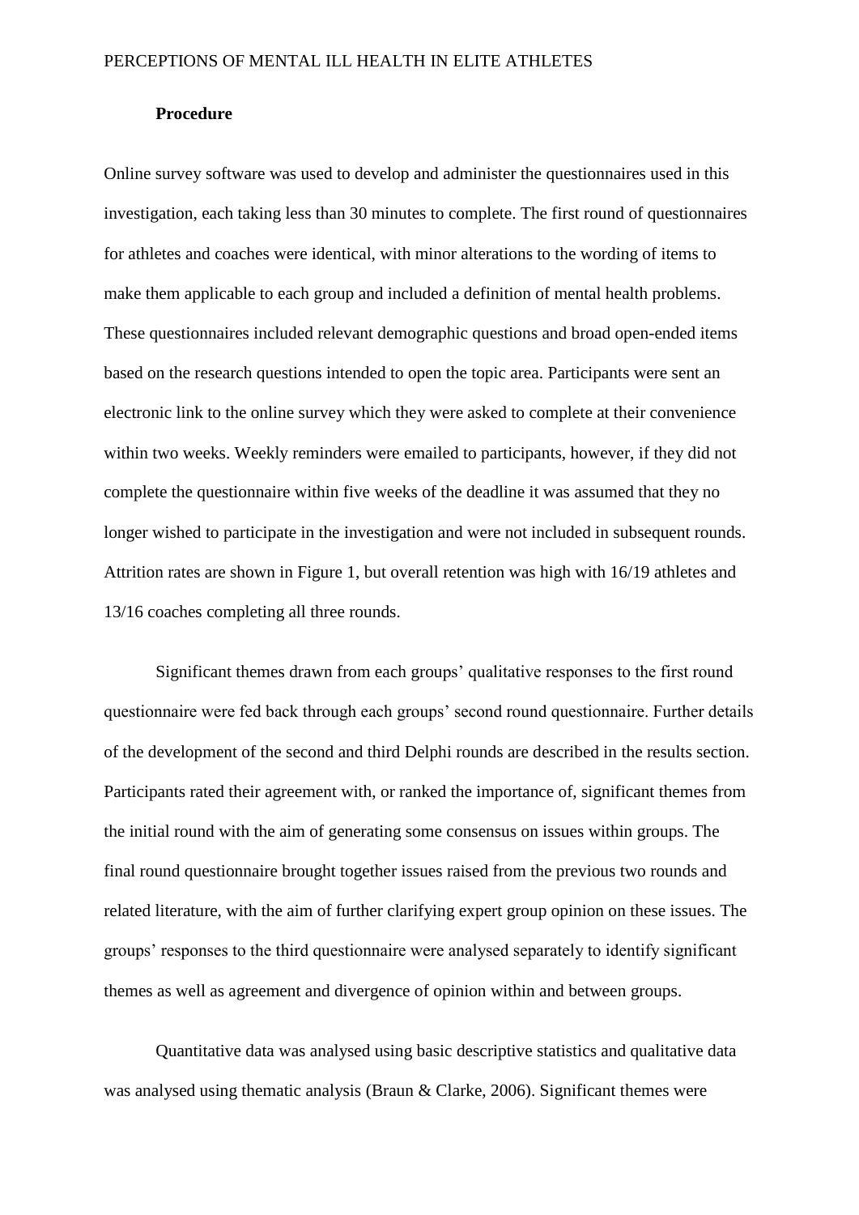### Procedure

Online survey software was used to develop and administer the questionnaires used in this investigation, each taking less than 30 minutes to complete. The first round of questionnaires for athletes and coaches were identical, with minor alterations to the wording of items to make them applicable to each group and included a definition of mental health problems. These questionnaires included relevant demographic questions and broad open-ended items based on the research questions intended to open the topic area. Participants were sent an electronic link to the online survey which they were asked to complete at their convenience within two weeks. Weekly reminders were emailed to participants, however, if they did not complete the questionnaire within five weeks of the deadline it was assumed that they no longer wished to participate in the investigation and were not included in subsequent rounds. Attrition rates are shown in Figure 1, but overall retention was high with 16/19 athletes and 13/16 coaches completing all three rounds.

Significant themes drawn from each groups' qualitative responses to the first round questionnaire were fed back through each groups' second round questionnaire. Further details of the development of the second and third Delphi rounds are described in the results section. Participants rated their agreement with, or ranked the importance of, significant themes from the initial round with the aim of generating some consensus on issues within groups. The final round questionnaire brought together issues raised from the previous two rounds and related literature, with the aim of further clarifying expert group opinion on these issues. The groups' responses to the third questionnaire were analysed separately to identify significant themes as well as agreement and divergence of opinion within and between groups.

Quantitative data was analysed using basic descriptive statistics and qualitative data was analysed using thematic analysis (Braun & Clarke, 2006). Significant themes were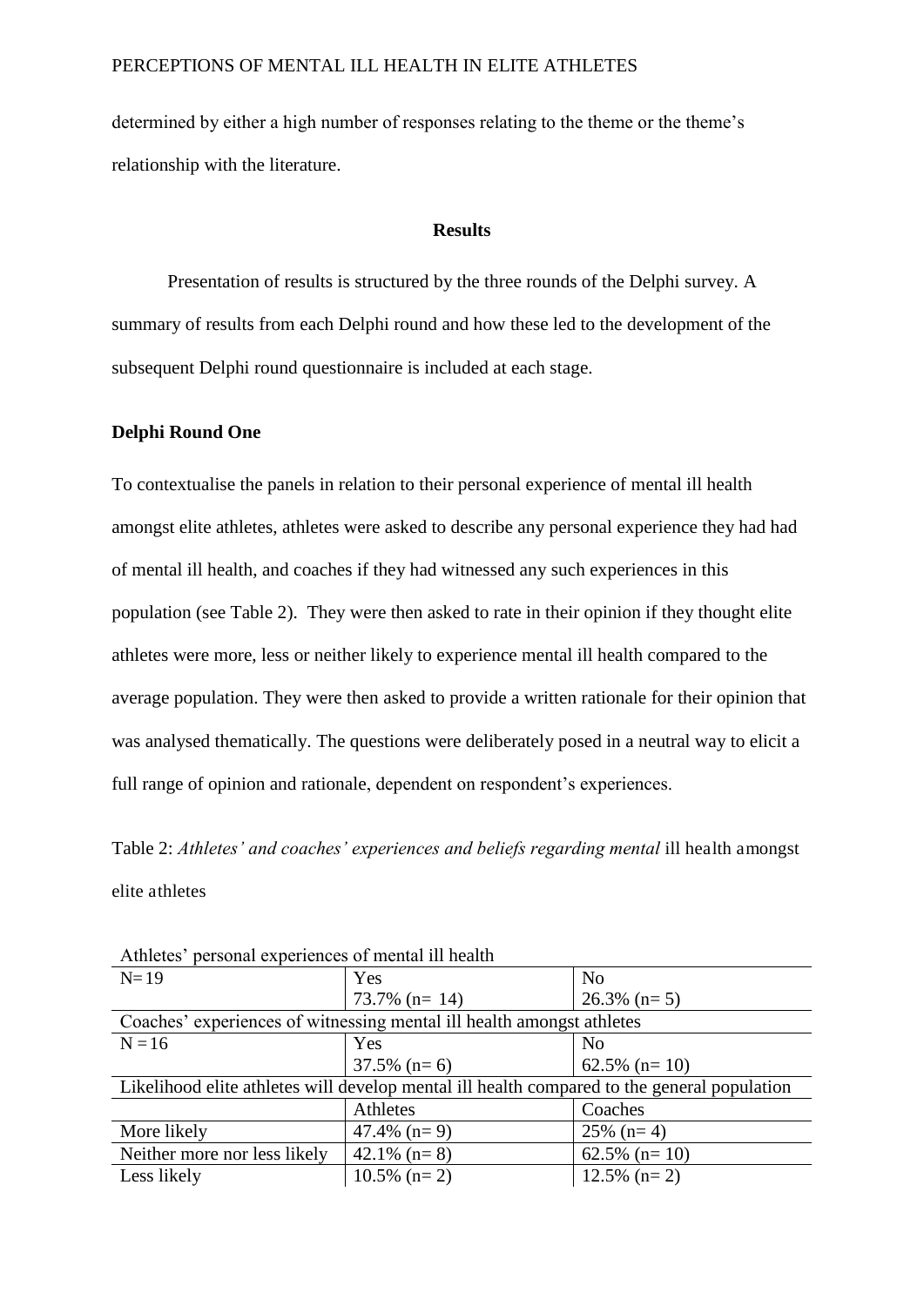determined by either a high number of responses relating to the theme or the theme's relationship with the literature.

## Results

Presentation of results is structured by the three rounds of the Delphi survey. A summary of results from each Delphi round and how these led to the development of the subsequent Delphi round questionnaire is included at each stage.

### Delphi Round One

To contextualise the panels in relation to their personal experience of mental ill health amongst elite athletes, athletes were asked to describe any personal experience they had had of mental ill health, and coaches if they had witnessed any such experiences in this population (see Table 2). They were then asked to rate in their opinion if they thought elite athletes were more, less or neither likely to experience mental ill health compared to the average population. They were then asked to provide a written rationale for their opinion that was analysed thematically. The questions were deliberately posed in a neutral way to elicit a full range of opinion and rationale, dependent on respondent's experiences.

Table 2: *Athletes' and coaches' experiences and beliefs regarding mental* ill health amongst elite athletes

| Athletes' personal experiences of mental ill health | | |
|---|---|---|
| N= 19 | Yes<br>73.7% (n= 14) | No<br>26.3% (n= 5) |
| **Coaches' experiences of witnessing mental ill health amongst athletes** | | |
| N = 16 | Yes<br>37.5% (n= 6) | No<br>62.5% (n= 10) |
| **Likelihood elite athletes will develop mental ill health compared to the general population** | | |
| | Athletes | Coaches |
| More likely | 47.4% (n= 9) | 25% (n= 4) |
| Neither more nor less likely | 42.1% (n= 8) | 62.5% (n= 10) |
| Less likely | 10.5% (n= 2) | 12.5% (n= 2) |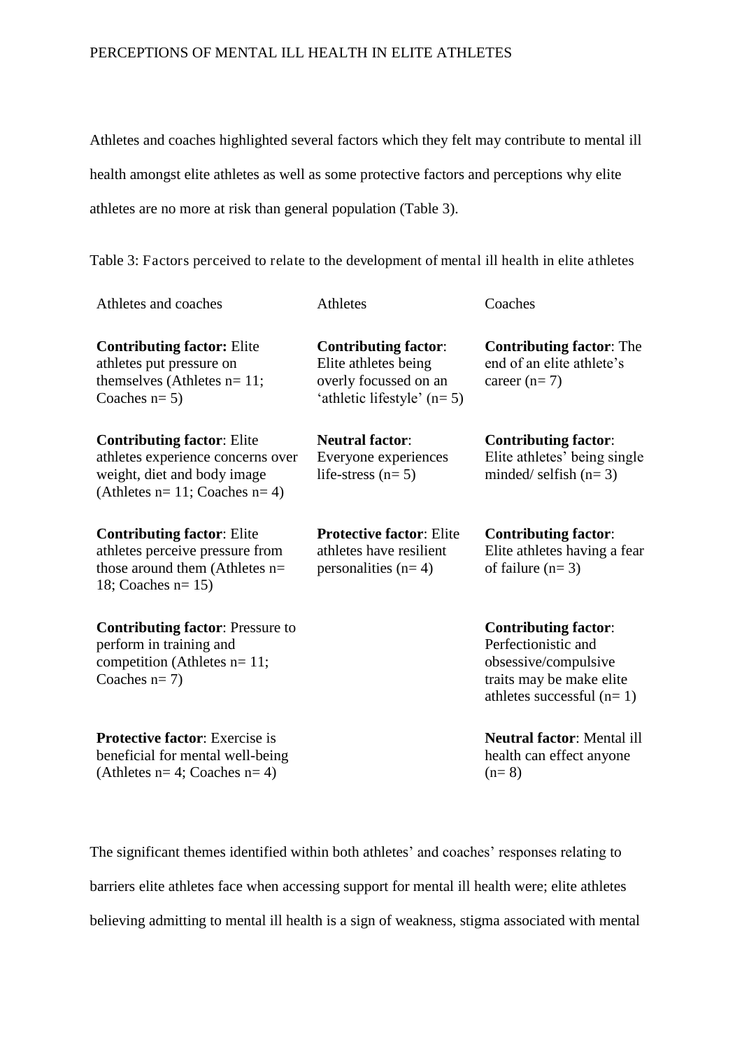Athletes and coaches highlighted several factors which they felt may contribute to mental ill health amongst elite athletes as well as some protective factors and perceptions why elite athletes are no more at risk than general population (Table 3).

Table 3: Factors perceived to relate to the development of mental ill health in elite athletes

| Athletes and coaches | Athletes | Coaches |
|---|---|---|
| **Contributing factor:** Elite athletes put pressure on themselves (Athletes n= 11; Coaches n= 5) | **Contributing factor**: Elite athletes being overly focussed on an 'athletic lifestyle' (n= 5) | **Contributing factor**: The end of an elite athlete's career (n= 7) |
| **Contributing factor**: Elite athletes experience concerns over weight, diet and body image (Athletes n= 11; Coaches n= 4) | **Neutral factor**: Everyone experiences life-stress (n= 5) | **Contributing factor**: Elite athletes' being single minded/ selfish (n= 3) |
| **Contributing factor**: Elite athletes perceive pressure from those around them (Athletes n= 18; Coaches n= 15) | **Protective factor**: Elite athletes have resilient personalities (n= 4) | **Contributing factor**: Elite athletes having a fear of failure (n= 3) |
| **Contributing factor**: Pressure to perform in training and competition (Athletes n= 11; Coaches n= 7) | | **Contributing factor**: Perfectionistic and obsessive/compulsive traits may be make elite athletes successful (n= 1) |
| **Protective factor**: Exercise is beneficial for mental well-being (Athletes n= 4; Coaches n= 4) | | **Neutral factor**: Mental ill health can effect anyone (n= 8) |

The significant themes identified within both athletes' and coaches' responses relating to barriers elite athletes face when accessing support for mental ill health were; elite athletes believing admitting to mental ill health is a sign of weakness, stigma associated with mental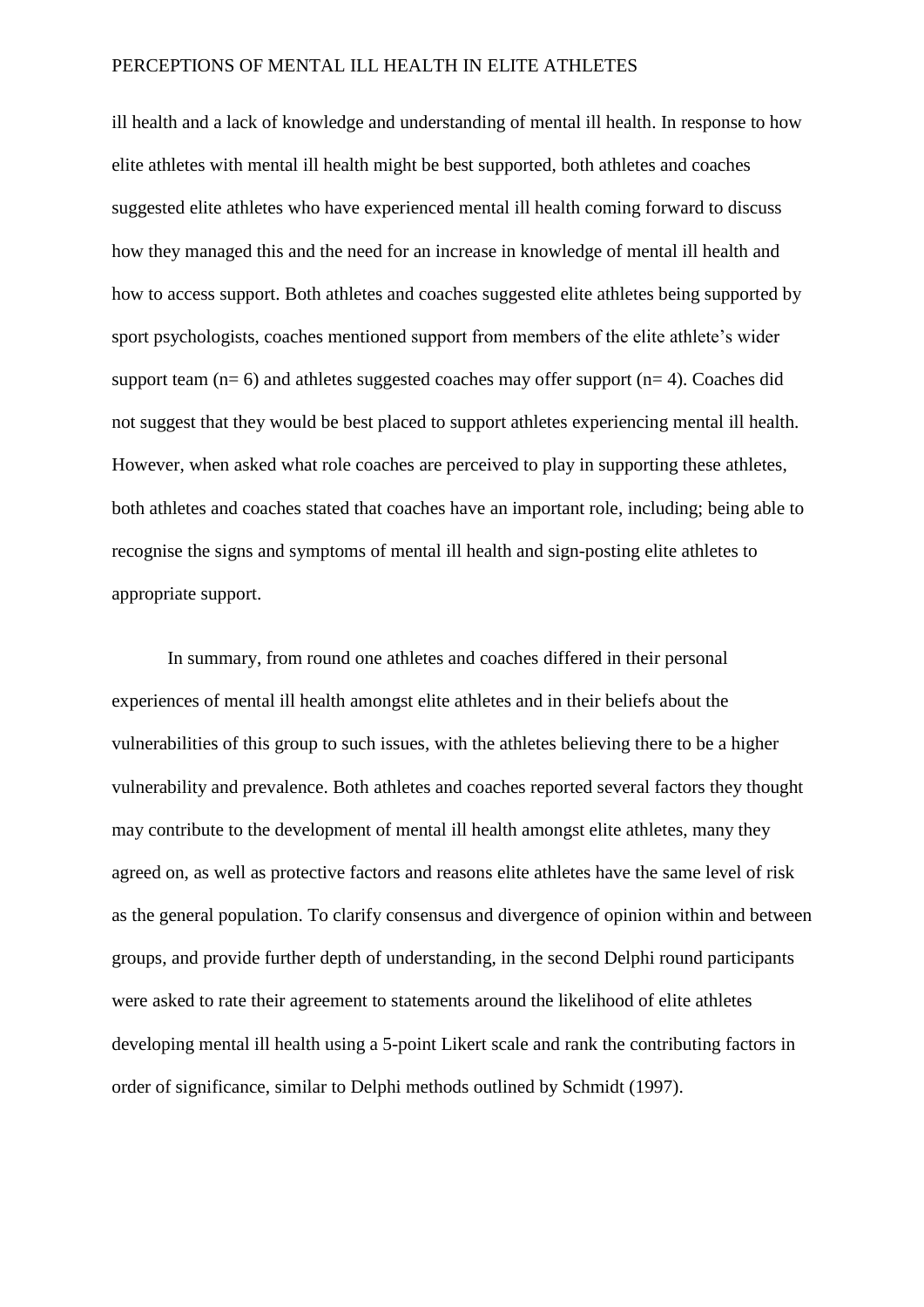ill health and a lack of knowledge and understanding of mental ill health. In response to how elite athletes with mental ill health might be best supported, both athletes and coaches suggested elite athletes who have experienced mental ill health coming forward to discuss how they managed this and the need for an increase in knowledge of mental ill health and how to access support. Both athletes and coaches suggested elite athletes being supported by sport psychologists, coaches mentioned support from members of the elite athlete's wider support team (n= 6) and athletes suggested coaches may offer support (n= 4). Coaches did not suggest that they would be best placed to support athletes experiencing mental ill health. However, when asked what role coaches are perceived to play in supporting these athletes, both athletes and coaches stated that coaches have an important role, including; being able to recognise the signs and symptoms of mental ill health and sign-posting elite athletes to appropriate support.

In summary, from round one athletes and coaches differed in their personal experiences of mental ill health amongst elite athletes and in their beliefs about the vulnerabilities of this group to such issues, with the athletes believing there to be a higher vulnerability and prevalence. Both athletes and coaches reported several factors they thought may contribute to the development of mental ill health amongst elite athletes, many they agreed on, as well as protective factors and reasons elite athletes have the same level of risk as the general population. To clarify consensus and divergence of opinion within and between groups, and provide further depth of understanding, in the second Delphi round participants were asked to rate their agreement to statements around the likelihood of elite athletes developing mental ill health using a 5-point Likert scale and rank the contributing factors in order of significance, similar to Delphi methods outlined by Schmidt (1997).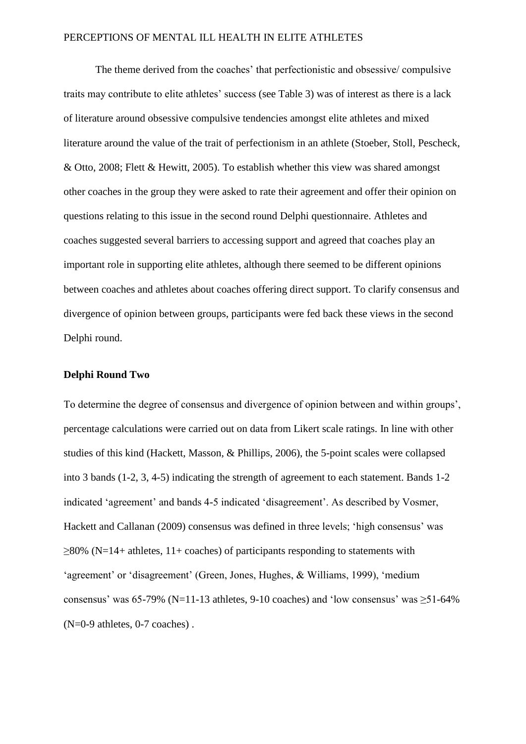The theme derived from the coaches' that perfectionistic and obsessive/ compulsive traits may contribute to elite athletes' success (see Table 3) was of interest as there is a lack of literature around obsessive compulsive tendencies amongst elite athletes and mixed literature around the value of the trait of perfectionism in an athlete (Stoeber, Stoll, Pescheck, & Otto, 2008; Flett & Hewitt, 2005). To establish whether this view was shared amongst other coaches in the group they were asked to rate their agreement and offer their opinion on questions relating to this issue in the second round Delphi questionnaire. Athletes and coaches suggested several barriers to accessing support and agreed that coaches play an important role in supporting elite athletes, although there seemed to be different opinions between coaches and athletes about coaches offering direct support. To clarify consensus and divergence of opinion between groups, participants were fed back these views in the second Delphi round.

**Delphi Round Two**

To determine the degree of consensus and divergence of opinion between and within groups', percentage calculations were carried out on data from Likert scale ratings. In line with other studies of this kind (Hackett, Masson, & Phillips, 2006), the 5-point scales were collapsed into 3 bands (1-2, 3, 4-5) indicating the strength of agreement to each statement. Bands 1-2 indicated 'agreement' and bands 4-5 indicated 'disagreement'. As described by Vosmer, Hackett and Callanan (2009) consensus was defined in three levels; 'high consensus' was ≥80% (N=14+ athletes, 11+ coaches) of participants responding to statements with 'agreement' or 'disagreement' (Green, Jones, Hughes, & Williams, 1999), 'medium consensus' was 65-79% (N=11-13 athletes, 9-10 coaches) and 'low consensus' was ≥51-64% (N=0-9 athletes, 0-7 coaches) .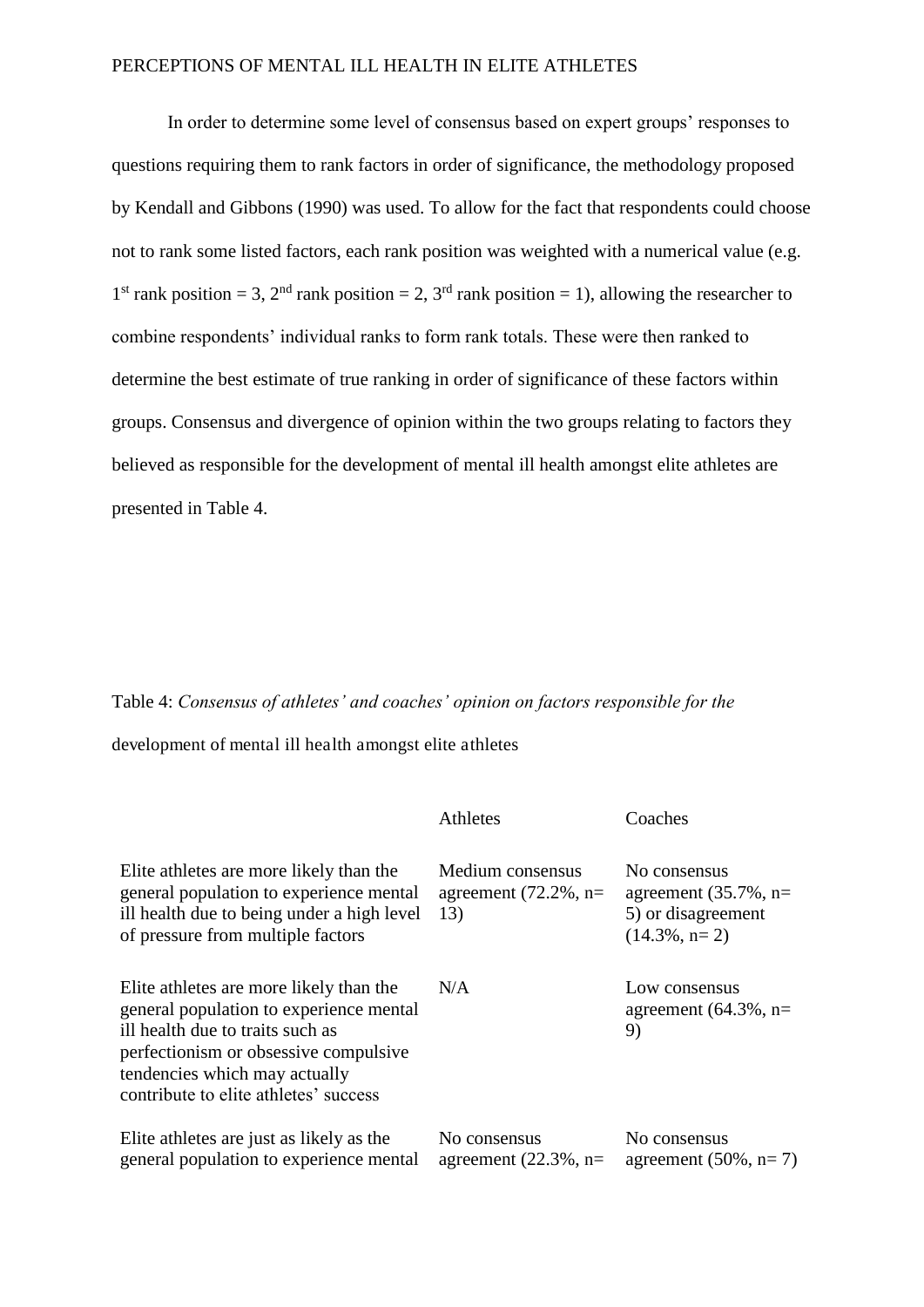In order to determine some level of consensus based on expert groups' responses to questions requiring them to rank factors in order of significance, the methodology proposed by Kendall and Gibbons (1990) was used. To allow for the fact that respondents could choose not to rank some listed factors, each rank position was weighted with a numerical value (e.g. 1st rank position = 3, 2nd rank position = 2, 3rd rank position = 1), allowing the researcher to combine respondents' individual ranks to form rank totals. These were then ranked to determine the best estimate of true ranking in order of significance of these factors within groups. Consensus and divergence of opinion within the two groups relating to factors they believed as responsible for the development of mental ill health amongst elite athletes are presented in Table 4.

Table 4: *Consensus of athletes' and coaches' opinion on factors responsible for the* development of mental ill health amongst elite athletes

| | Athletes | Coaches |
|---|---|---|
| Elite athletes are more likely than the general population to experience mental ill health due to being under a high level of pressure from multiple factors | Medium consensus agreement (72.2%, n= 13) | No consensus agreement (35.7%, n= 5) or disagreement (14.3%, n= 2) |
| Elite athletes are more likely than the general population to experience mental ill health due to traits such as perfectionism or obsessive compulsive tendencies which may actually contribute to elite athletes' success | N/A | Low consensus agreement (64.3%, n= 9) |
| Elite athletes are just as likely as the general population to experience mental | No consensus agreement (22.3%, n= | No consensus agreement (50%, n= 7) |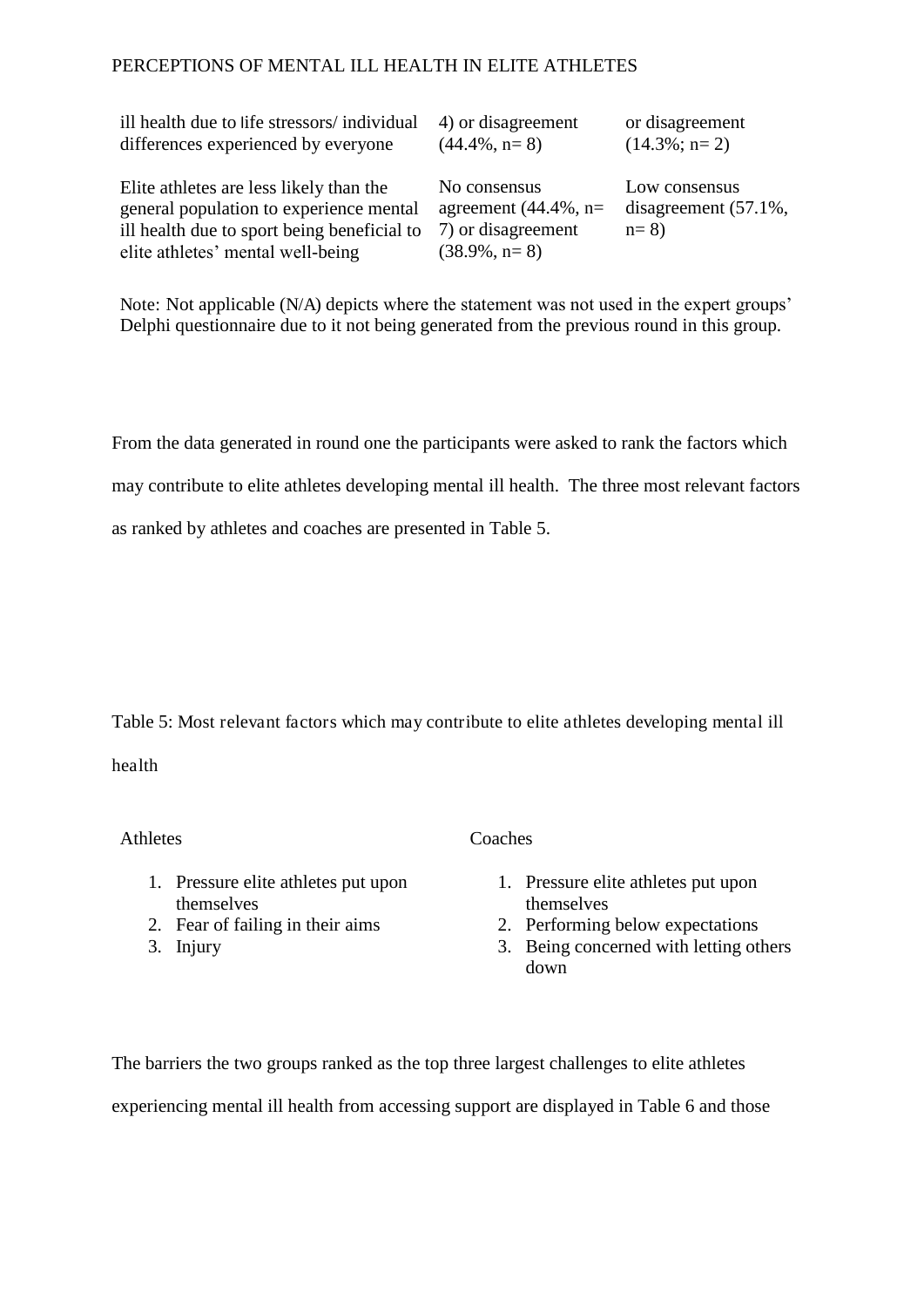| | | |
|---|---|---|
| ill health due to life stressors/ individual differences experienced by everyone | 4) or disagreement (44.4%, n= 8) | or disagreement (14.3%; n= 2) |
| Elite athletes are less likely than the general population to experience mental ill health due to sport being beneficial to elite athletes' mental well-being | No consensus agreement (44.4%, n= 7) or disagreement (38.9%, n= 8) | Low consensus disagreement (57.1%, n= 8) |

Note: Not applicable (N/A) depicts where the statement was not used in the expert groups' Delphi questionnaire due to it not being generated from the previous round in this group.

From the data generated in round one the participants were asked to rank the factors which may contribute to elite athletes developing mental ill health. The three most relevant factors as ranked by athletes and coaches are presented in Table 5.

Table 5: Most relevant factors which may contribute to elite athletes developing mental ill health

| Athletes | Coaches |
|---|---|
| 1. Pressure elite athletes put upon themselves | 1. Pressure elite athletes put upon themselves |
| 2. Fear of failing in their aims | 2. Performing below expectations |
| 3. Injury | 3. Being concerned with letting others down |

The barriers the two groups ranked as the top three largest challenges to elite athletes experiencing mental ill health from accessing support are displayed in Table 6 and those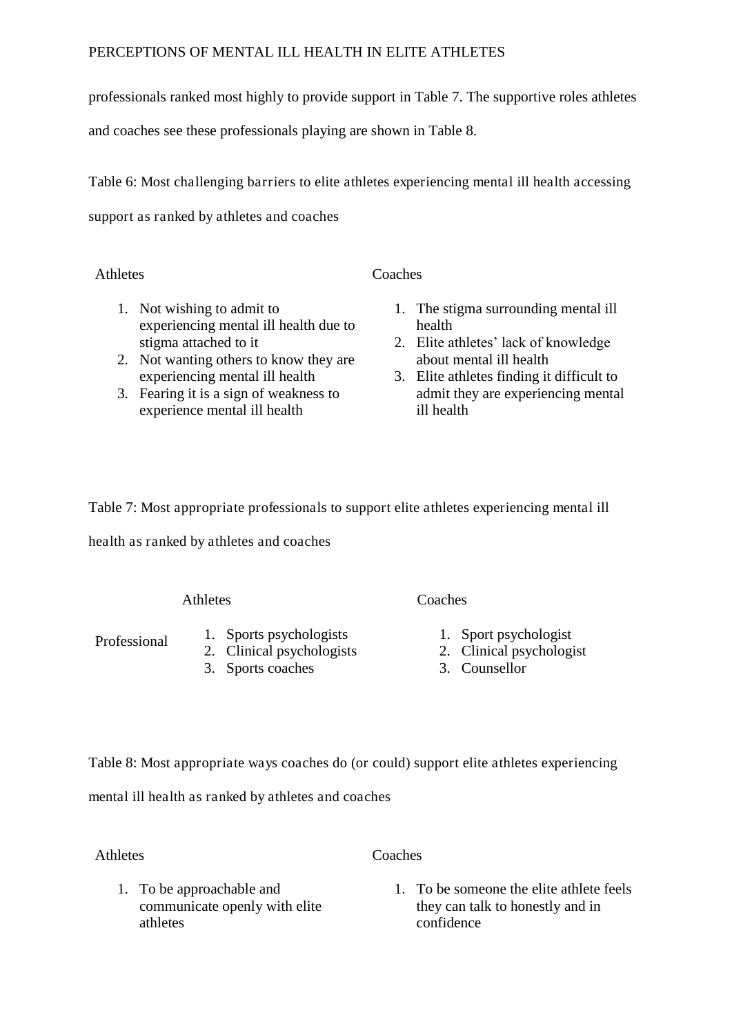professionals ranked most highly to provide support in Table 7. The supportive roles athletes and coaches see these professionals playing are shown in Table 8.

Table 6: Most challenging barriers to elite athletes experiencing mental ill health accessing support as ranked by athletes and coaches

| Athletes | Coaches |
|---|---|
| 1. Not wishing to admit to experiencing mental ill health due to stigma attached to it | 1. The stigma surrounding mental ill health |
| 2. Not wanting others to know they are experiencing mental ill health | 2. Elite athletes' lack of knowledge about mental ill health |
| 3. Fearing it is a sign of weakness to experience mental ill health | 3. Elite athletes finding it difficult to admit they are experiencing mental ill health |

Table 7: Most appropriate professionals to support elite athletes experiencing mental ill health as ranked by athletes and coaches

| | Athletes | Coaches |
|---|---|---|
| Professional | 1. Sports psychologists | 1. Sport psychologist |
| | 2. Clinical psychologists | 2. Clinical psychologist |
| | 3. Sports coaches | 3. Counsellor |

Table 8: Most appropriate ways coaches do (or could) support elite athletes experiencing mental ill health as ranked by athletes and coaches

| Athletes | Coaches |
|---|---|
| 1. To be approachable and communicate openly with elite athletes | 1. To be someone the elite athlete feels they can talk to honestly and in confidence |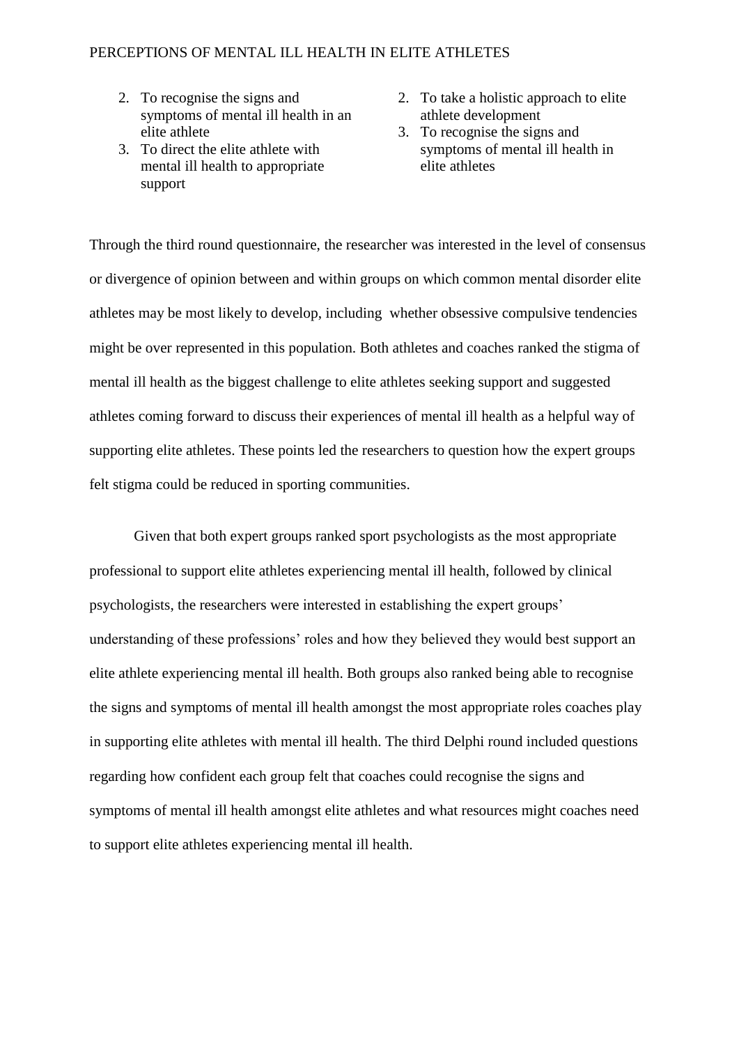2. To recognise the signs and symptoms of mental ill health in an elite athlete
3. To direct the elite athlete with mental ill health to appropriate support

2. To take a holistic approach to elite athlete development
3. To recognise the signs and symptoms of mental ill health in elite athletes

Through the third round questionnaire, the researcher was interested in the level of consensus or divergence of opinion between and within groups on which common mental disorder elite athletes may be most likely to develop, including whether obsessive compulsive tendencies might be over represented in this population. Both athletes and coaches ranked the stigma of mental ill health as the biggest challenge to elite athletes seeking support and suggested athletes coming forward to discuss their experiences of mental ill health as a helpful way of supporting elite athletes. These points led the researchers to question how the expert groups felt stigma could be reduced in sporting communities.

Given that both expert groups ranked sport psychologists as the most appropriate professional to support elite athletes experiencing mental ill health, followed by clinical psychologists, the researchers were interested in establishing the expert groups' understanding of these professions' roles and how they believed they would best support an elite athlete experiencing mental ill health. Both groups also ranked being able to recognise the signs and symptoms of mental ill health amongst the most appropriate roles coaches play in supporting elite athletes with mental ill health. The third Delphi round included questions regarding how confident each group felt that coaches could recognise the signs and symptoms of mental ill health amongst elite athletes and what resources might coaches need to support elite athletes experiencing mental ill health.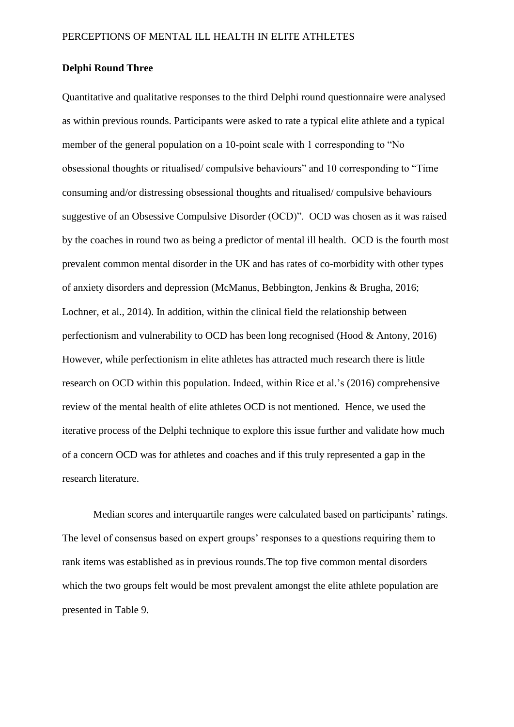**Delphi Round Three**

Quantitative and qualitative responses to the third Delphi round questionnaire were analysed as within previous rounds. Participants were asked to rate a typical elite athlete and a typical member of the general population on a 10-point scale with 1 corresponding to "No obsessional thoughts or ritualised/ compulsive behaviours" and 10 corresponding to "Time consuming and/or distressing obsessional thoughts and ritualised/ compulsive behaviours suggestive of an Obsessive Compulsive Disorder (OCD)". OCD was chosen as it was raised by the coaches in round two as being a predictor of mental ill health. OCD is the fourth most prevalent common mental disorder in the UK and has rates of co-morbidity with other types of anxiety disorders and depression (McManus, Bebbington, Jenkins & Brugha, 2016; Lochner, et al., 2014). In addition, within the clinical field the relationship between perfectionism and vulnerability to OCD has been long recognised (Hood & Antony, 2016) However, while perfectionism in elite athletes has attracted much research there is little research on OCD within this population. Indeed, within Rice et al.'s (2016) comprehensive review of the mental health of elite athletes OCD is not mentioned. Hence, we used the iterative process of the Delphi technique to explore this issue further and validate how much of a concern OCD was for athletes and coaches and if this truly represented a gap in the research literature.

Median scores and interquartile ranges were calculated based on participants' ratings. The level of consensus based on expert groups' responses to a questions requiring them to rank items was established as in previous rounds.The top five common mental disorders which the two groups felt would be most prevalent amongst the elite athlete population are presented in Table 9.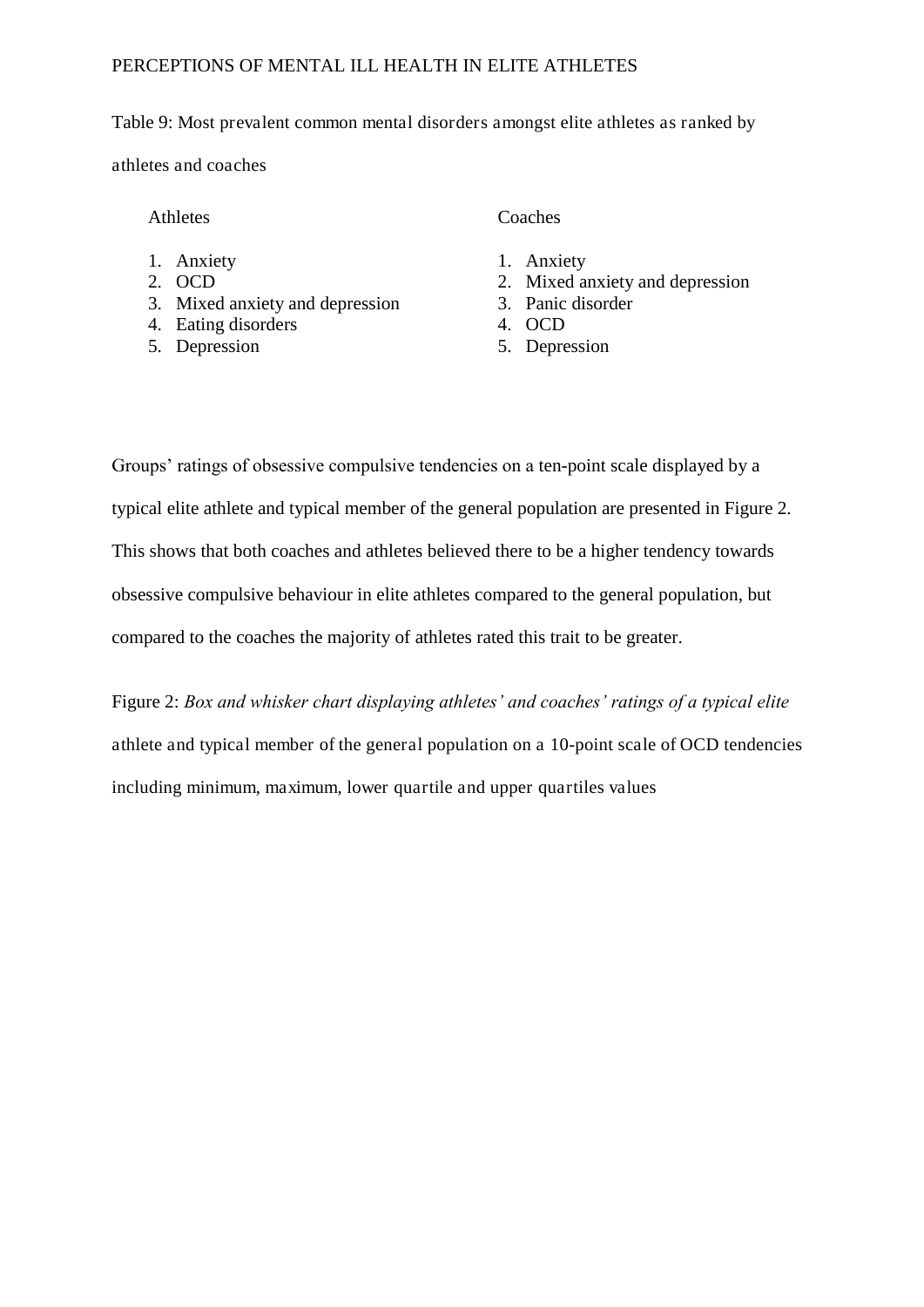Table 9: Most prevalent common mental disorders amongst elite athletes as ranked by athletes and coaches

| Athletes | Coaches |
|---|---|
| 1. Anxiety | 1. Anxiety |
| 2. OCD | 2. Mixed anxiety and depression |
| 3. Mixed anxiety and depression | 3. Panic disorder |
| 4. Eating disorders | 4. OCD |
| 5. Depression | 5. Depression |

Groups' ratings of obsessive compulsive tendencies on a ten-point scale displayed by a typical elite athlete and typical member of the general population are presented in Figure 2. This shows that both coaches and athletes believed there to be a higher tendency towards obsessive compulsive behaviour in elite athletes compared to the general population, but compared to the coaches the majority of athletes rated this trait to be greater.

Figure 2: *Box and whisker chart displaying athletes' and coaches' ratings of a typical elite* athlete and typical member of the general population on a 10-point scale of OCD tendencies including minimum, maximum, lower quartile and upper quartiles values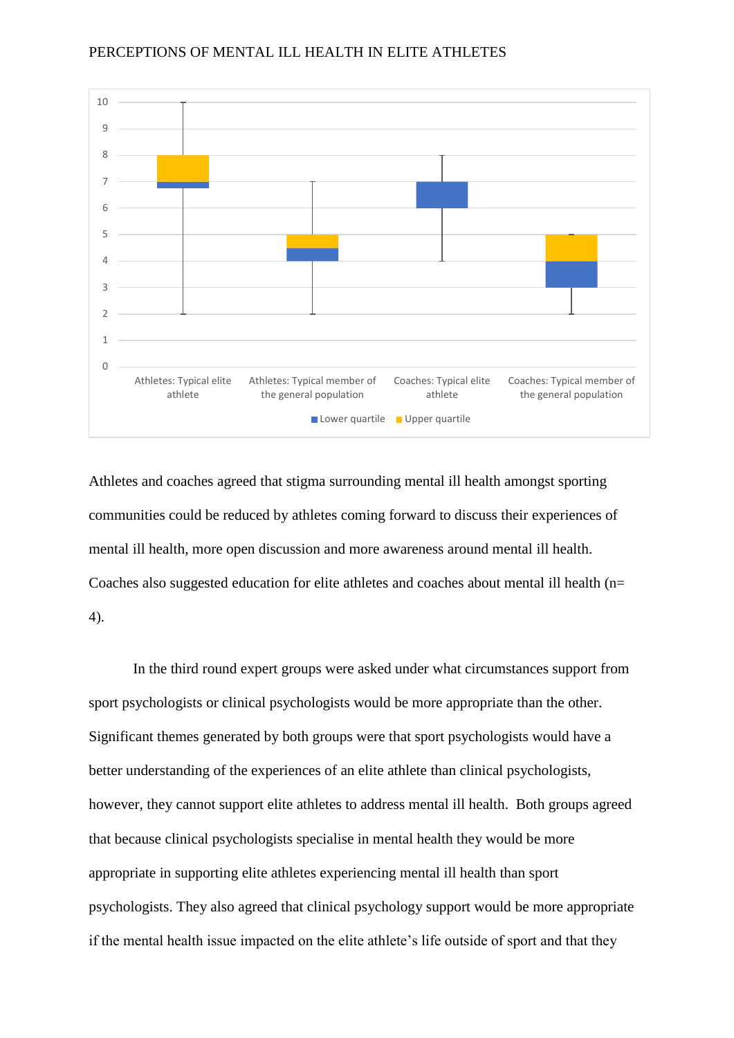Athletes and coaches agreed that stigma surrounding mental ill health amongst sporting communities could be reduced by athletes coming forward to discuss their experiences of mental ill health, more open discussion and more awareness around mental ill health. Coaches also suggested education for elite athletes and coaches about mental ill health (n= 4).

In the third round expert groups were asked under what circumstances support from sport psychologists or clinical psychologists would be more appropriate than the other. Significant themes generated by both groups were that sport psychologists would have a better understanding of the experiences of an elite athlete than clinical psychologists, however, they cannot support elite athletes to address mental ill health. Both groups agreed that because clinical psychologists specialise in mental health they would be more appropriate in supporting elite athletes experiencing mental ill health than sport psychologists. They also agreed that clinical psychology support would be more appropriate if the mental health issue impacted on the elite athlete's life outside of sport and that they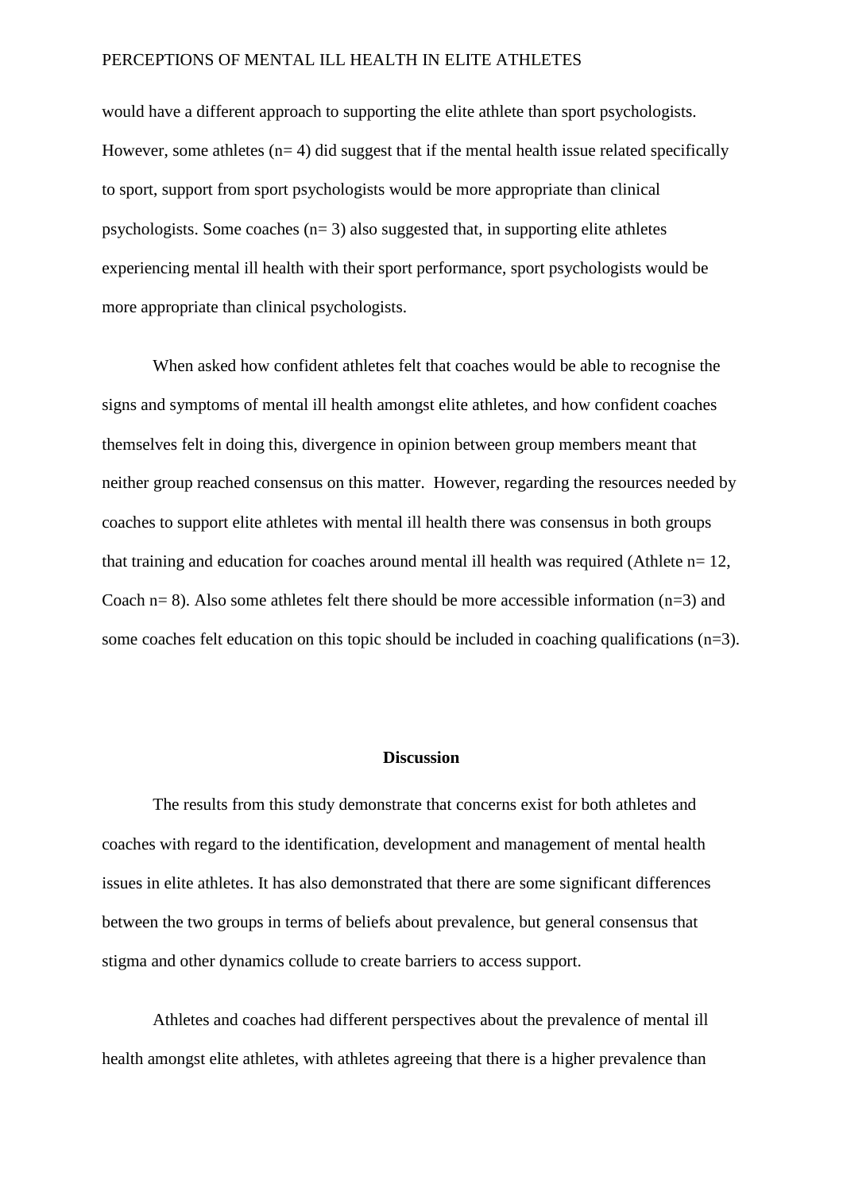would have a different approach to supporting the elite athlete than sport psychologists. However, some athletes (n= 4) did suggest that if the mental health issue related specifically to sport, support from sport psychologists would be more appropriate than clinical psychologists. Some coaches (n= 3) also suggested that, in supporting elite athletes experiencing mental ill health with their sport performance, sport psychologists would be more appropriate than clinical psychologists.

When asked how confident athletes felt that coaches would be able to recognise the signs and symptoms of mental ill health amongst elite athletes, and how confident coaches themselves felt in doing this, divergence in opinion between group members meant that neither group reached consensus on this matter. However, regarding the resources needed by coaches to support elite athletes with mental ill health there was consensus in both groups that training and education for coaches around mental ill health was required (Athlete n= 12, Coach n= 8). Also some athletes felt there should be more accessible information (n=3) and some coaches felt education on this topic should be included in coaching qualifications (n=3).

## Discussion

The results from this study demonstrate that concerns exist for both athletes and coaches with regard to the identification, development and management of mental health issues in elite athletes. It has also demonstrated that there are some significant differences between the two groups in terms of beliefs about prevalence, but general consensus that stigma and other dynamics collude to create barriers to access support.

Athletes and coaches had different perspectives about the prevalence of mental ill health amongst elite athletes, with athletes agreeing that there is a higher prevalence than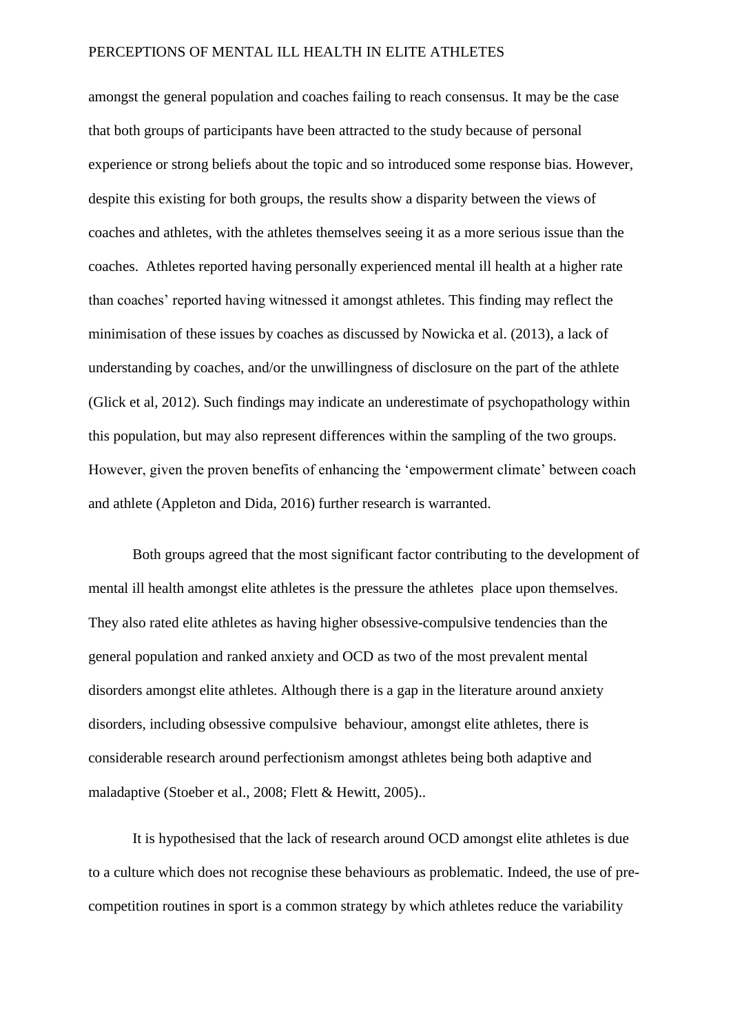amongst the general population and coaches failing to reach consensus. It may be the case that both groups of participants have been attracted to the study because of personal experience or strong beliefs about the topic and so introduced some response bias. However, despite this existing for both groups, the results show a disparity between the views of coaches and athletes, with the athletes themselves seeing it as a more serious issue than the coaches. Athletes reported having personally experienced mental ill health at a higher rate than coaches' reported having witnessed it amongst athletes. This finding may reflect the minimisation of these issues by coaches as discussed by Nowicka et al. (2013), a lack of understanding by coaches, and/or the unwillingness of disclosure on the part of the athlete (Glick et al, 2012). Such findings may indicate an underestimate of psychopathology within this population, but may also represent differences within the sampling of the two groups. However, given the proven benefits of enhancing the 'empowerment climate' between coach and athlete (Appleton and Dida, 2016) further research is warranted.

Both groups agreed that the most significant factor contributing to the development of mental ill health amongst elite athletes is the pressure the athletes place upon themselves. They also rated elite athletes as having higher obsessive-compulsive tendencies than the general population and ranked anxiety and OCD as two of the most prevalent mental disorders amongst elite athletes. Although there is a gap in the literature around anxiety disorders, including obsessive compulsive behaviour, amongst elite athletes, there is considerable research around perfectionism amongst athletes being both adaptive and maladaptive (Stoeber et al., 2008; Flett & Hewitt, 2005)..

It is hypothesised that the lack of research around OCD amongst elite athletes is due to a culture which does not recognise these behaviours as problematic. Indeed, the use of pre-competition routines in sport is a common strategy by which athletes reduce the variability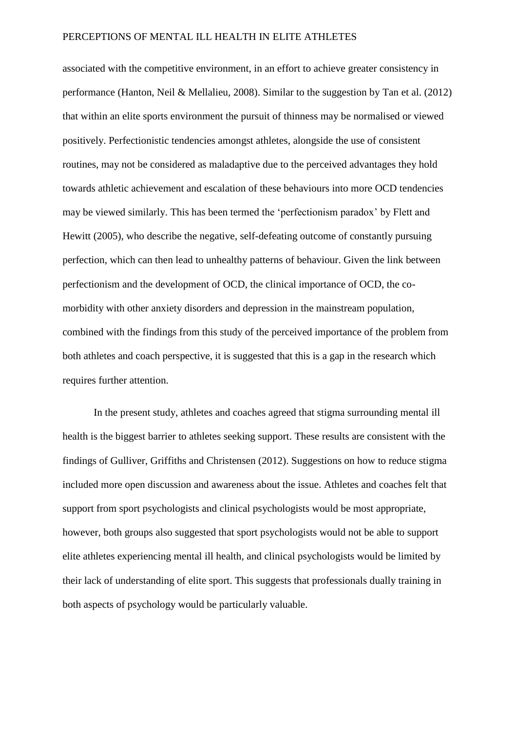associated with the competitive environment, in an effort to achieve greater consistency in performance (Hanton, Neil & Mellalieu, 2008). Similar to the suggestion by Tan et al. (2012) that within an elite sports environment the pursuit of thinness may be normalised or viewed positively. Perfectionistic tendencies amongst athletes, alongside the use of consistent routines, may not be considered as maladaptive due to the perceived advantages they hold towards athletic achievement and escalation of these behaviours into more OCD tendencies may be viewed similarly. This has been termed the 'perfectionism paradox' by Flett and Hewitt (2005), who describe the negative, self-defeating outcome of constantly pursuing perfection, which can then lead to unhealthy patterns of behaviour. Given the link between perfectionism and the development of OCD, the clinical importance of OCD, the co-morbidity with other anxiety disorders and depression in the mainstream population, combined with the findings from this study of the perceived importance of the problem from both athletes and coach perspective, it is suggested that this is a gap in the research which requires further attention.

In the present study, athletes and coaches agreed that stigma surrounding mental ill health is the biggest barrier to athletes seeking support. These results are consistent with the findings of Gulliver, Griffiths and Christensen (2012). Suggestions on how to reduce stigma included more open discussion and awareness about the issue. Athletes and coaches felt that support from sport psychologists and clinical psychologists would be most appropriate, however, both groups also suggested that sport psychologists would not be able to support elite athletes experiencing mental ill health, and clinical psychologists would be limited by their lack of understanding of elite sport. This suggests that professionals dually training in both aspects of psychology would be particularly valuable.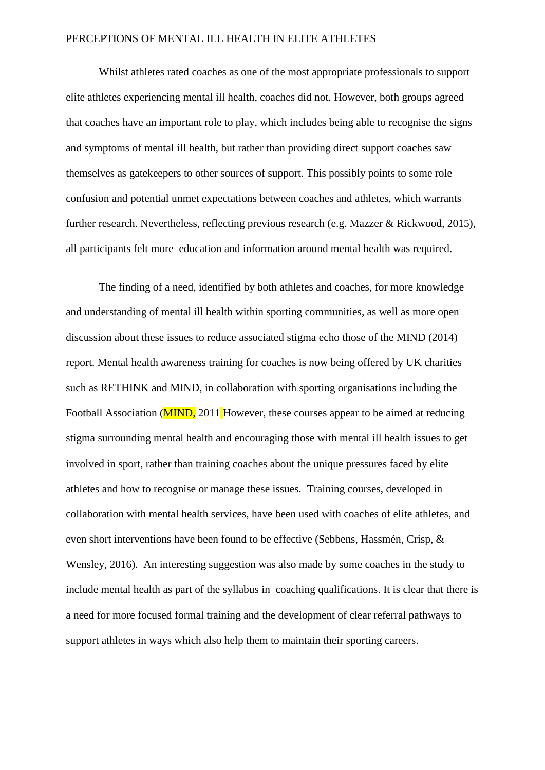Whilst athletes rated coaches as one of the most appropriate professionals to support elite athletes experiencing mental ill health, coaches did not. However, both groups agreed that coaches have an important role to play, which includes being able to recognise the signs and symptoms of mental ill health, but rather than providing direct support coaches saw themselves as gatekeepers to other sources of support. This possibly points to some role confusion and potential unmet expectations between coaches and athletes, which warrants further research. Nevertheless, reflecting previous research (e.g. Mazzer & Rickwood, 2015), all participants felt more  education and information around mental health was required.

The finding of a need, identified by both athletes and coaches, for more knowledge and understanding of mental ill health within sporting communities, as well as more open discussion about these issues to reduce associated stigma echo those of the MIND (2014) report. Mental health awareness training for coaches is now being offered by UK charities such as RETHINK and MIND, in collaboration with sporting organisations including the Football Association (MIND, 2011 However, these courses appear to be aimed at reducing stigma surrounding mental health and encouraging those with mental ill health issues to get involved in sport, rather than training coaches about the unique pressures faced by elite athletes and how to recognise or manage these issues.  Training courses, developed in collaboration with mental health services, have been used with coaches of elite athletes, and even short interventions have been found to be effective (Sebbens, Hassmén, Crisp, & Wensley, 2016).  An interesting suggestion was also made by some coaches in the study to include mental health as part of the syllabus in  coaching qualifications. It is clear that there is a need for more focused formal training and the development of clear referral pathways to support athletes in ways which also help them to maintain their sporting careers.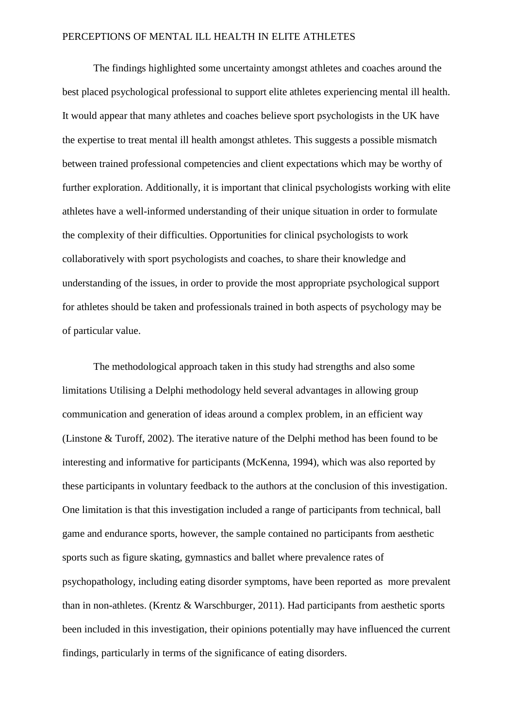The findings highlighted some uncertainty amongst athletes and coaches around the best placed psychological professional to support elite athletes experiencing mental ill health. It would appear that many athletes and coaches believe sport psychologists in the UK have the expertise to treat mental ill health amongst athletes. This suggests a possible mismatch between trained professional competencies and client expectations which may be worthy of further exploration. Additionally, it is important that clinical psychologists working with elite athletes have a well-informed understanding of their unique situation in order to formulate the complexity of their difficulties. Opportunities for clinical psychologists to work collaboratively with sport psychologists and coaches, to share their knowledge and understanding of the issues, in order to provide the most appropriate psychological support for athletes should be taken and professionals trained in both aspects of psychology may be of particular value.

The methodological approach taken in this study had strengths and also some limitations Utilising a Delphi methodology held several advantages in allowing group communication and generation of ideas around a complex problem, in an efficient way (Linstone & Turoff, 2002). The iterative nature of the Delphi method has been found to be interesting and informative for participants (McKenna, 1994), which was also reported by these participants in voluntary feedback to the authors at the conclusion of this investigation. One limitation is that this investigation included a range of participants from technical, ball game and endurance sports, however, the sample contained no participants from aesthetic sports such as figure skating, gymnastics and ballet where prevalence rates of psychopathology, including eating disorder symptoms, have been reported as more prevalent than in non-athletes. (Krentz & Warschburger, 2011). Had participants from aesthetic sports been included in this investigation, their opinions potentially may have influenced the current findings, particularly in terms of the significance of eating disorders.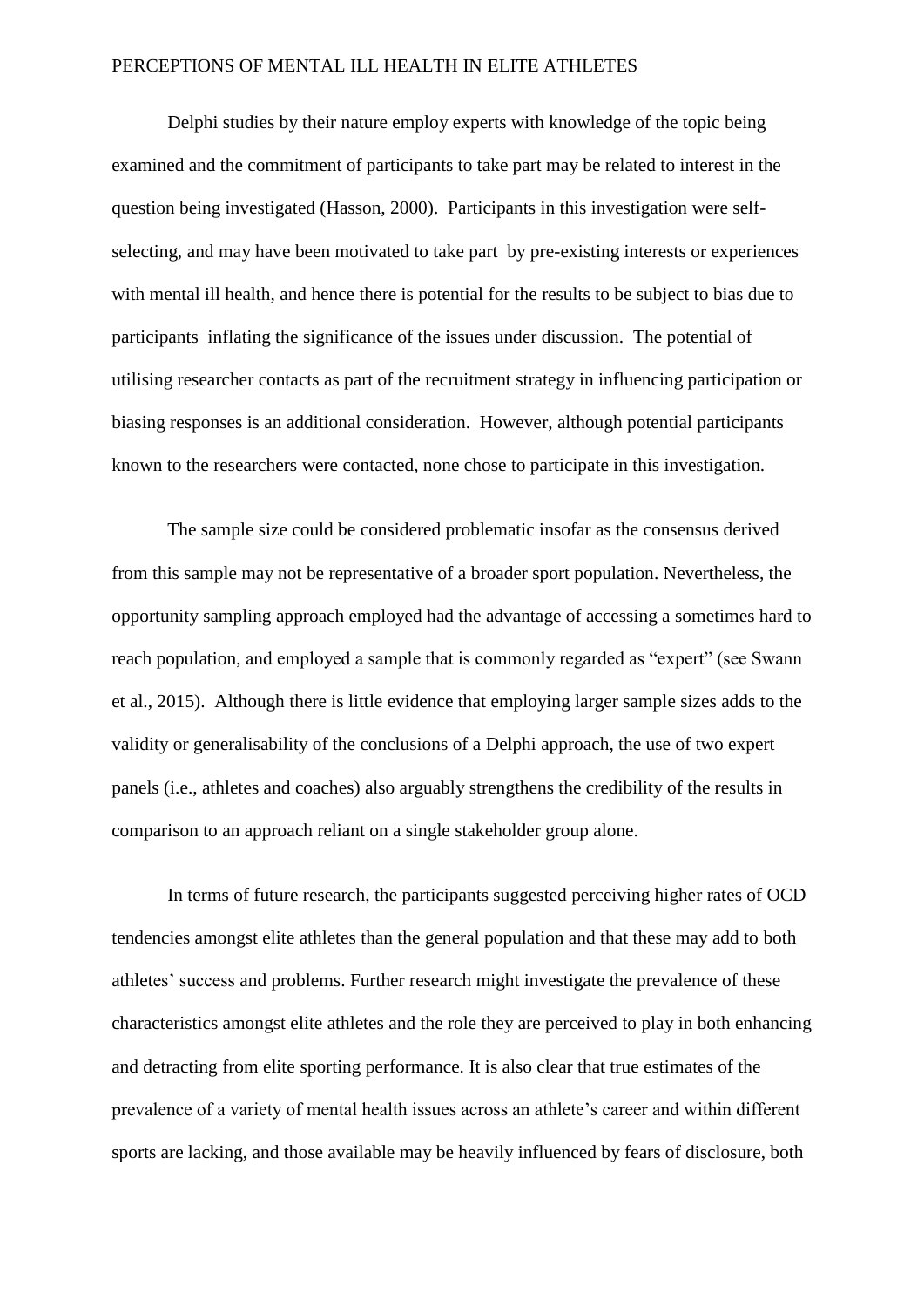Delphi studies by their nature employ experts with knowledge of the topic being examined and the commitment of participants to take part may be related to interest in the question being investigated (Hasson, 2000). Participants in this investigation were self-selecting, and may have been motivated to take part by pre-existing interests or experiences with mental ill health, and hence there is potential for the results to be subject to bias due to participants inflating the significance of the issues under discussion. The potential of utilising researcher contacts as part of the recruitment strategy in influencing participation or biasing responses is an additional consideration. However, although potential participants known to the researchers were contacted, none chose to participate in this investigation.

The sample size could be considered problematic insofar as the consensus derived from this sample may not be representative of a broader sport population. Nevertheless, the opportunity sampling approach employed had the advantage of accessing a sometimes hard to reach population, and employed a sample that is commonly regarded as "expert" (see Swann et al., 2015). Although there is little evidence that employing larger sample sizes adds to the validity or generalisability of the conclusions of a Delphi approach, the use of two expert panels (i.e., athletes and coaches) also arguably strengthens the credibility of the results in comparison to an approach reliant on a single stakeholder group alone.

In terms of future research, the participants suggested perceiving higher rates of OCD tendencies amongst elite athletes than the general population and that these may add to both athletes' success and problems. Further research might investigate the prevalence of these characteristics amongst elite athletes and the role they are perceived to play in both enhancing and detracting from elite sporting performance. It is also clear that true estimates of the prevalence of a variety of mental health issues across an athlete's career and within different sports are lacking, and those available may be heavily influenced by fears of disclosure, both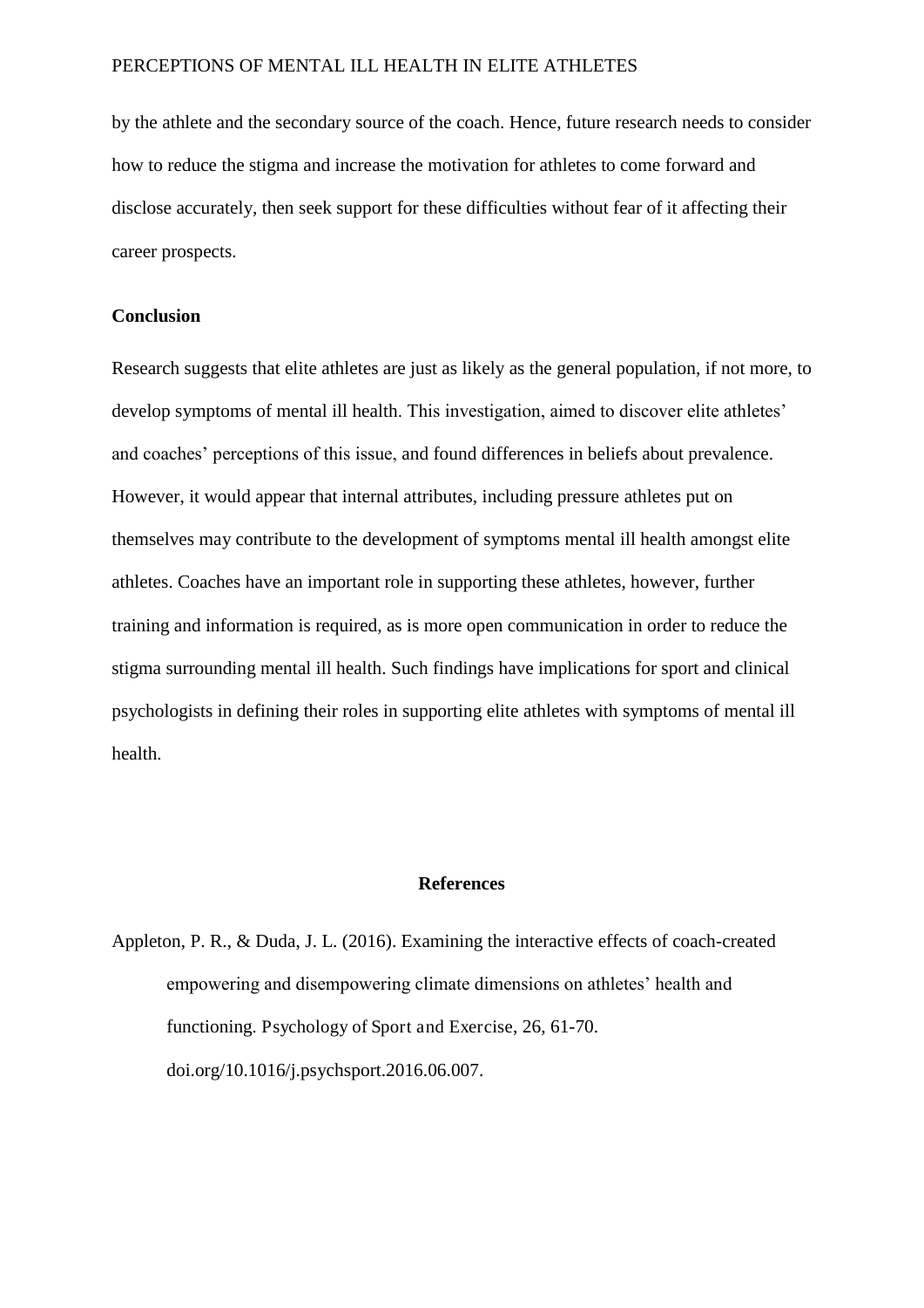by the athlete and the secondary source of the coach. Hence, future research needs to consider how to reduce the stigma and increase the motivation for athletes to come forward and disclose accurately, then seek support for these difficulties without fear of it affecting their career prospects.

## Conclusion

Research suggests that elite athletes are just as likely as the general population, if not more, to develop symptoms of mental ill health. This investigation, aimed to discover elite athletes' and coaches' perceptions of this issue, and found differences in beliefs about prevalence. However, it would appear that internal attributes, including pressure athletes put on themselves may contribute to the development of symptoms mental ill health amongst elite athletes. Coaches have an important role in supporting these athletes, however, further training and information is required, as is more open communication in order to reduce the stigma surrounding mental ill health. Such findings have implications for sport and clinical psychologists in defining their roles in supporting elite athletes with symptoms of mental ill health.

## References

Appleton, P. R., & Duda, J. L. (2016). Examining the interactive effects of coach-created empowering and disempowering climate dimensions on athletes' health and functioning. Psychology of Sport and Exercise, 26, 61-70. doi.org/10.1016/j.psychsport.2016.06.007.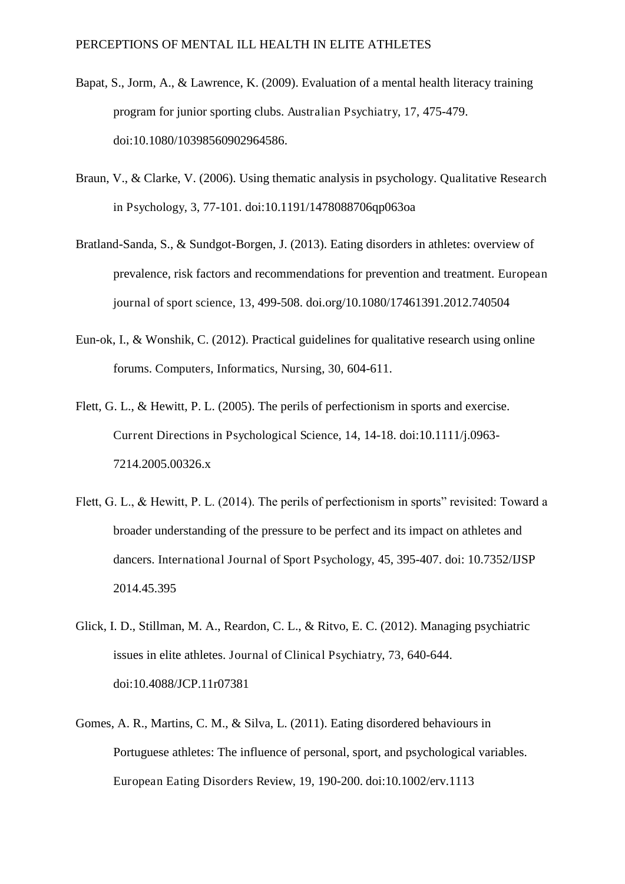Bapat, S., Jorm, A., & Lawrence, K. (2009). Evaluation of a mental health literacy training program for junior sporting clubs. Australian Psychiatry, 17, 475-479. doi:10.1080/10398560902964586.

Braun, V., & Clarke, V. (2006). Using thematic analysis in psychology. Qualitative Research in Psychology, 3, 77-101. doi:10.1191/1478088706qp063oa

Bratland-Sanda, S., & Sundgot-Borgen, J. (2013). Eating disorders in athletes: overview of prevalence, risk factors and recommendations for prevention and treatment. European journal of sport science, 13, 499-508. doi.org/10.1080/17461391.2012.740504

Eun-ok, I., & Wonshik, C. (2012). Practical guidelines for qualitative research using online forums. Computers, Informatics, Nursing, 30, 604-611.

Flett, G. L., & Hewitt, P. L. (2005). The perils of perfectionism in sports and exercise. Current Directions in Psychological Science, 14, 14-18. doi:10.1111/j.0963-7214.2005.00326.x

Flett, G. L., & Hewitt, P. L. (2014). The perils of perfectionism in sports" revisited: Toward a broader understanding of the pressure to be perfect and its impact on athletes and dancers. International Journal of Sport Psychology, 45, 395-407. doi: 10.7352/IJSP 2014.45.395

Glick, I. D., Stillman, M. A., Reardon, C. L., & Ritvo, E. C. (2012). Managing psychiatric issues in elite athletes. Journal of Clinical Psychiatry, 73, 640-644. doi:10.4088/JCP.11r07381

Gomes, A. R., Martins, C. M., & Silva, L. (2011). Eating disordered behaviours in Portuguese athletes: The influence of personal, sport, and psychological variables. European Eating Disorders Review, 19, 190-200. doi:10.1002/erv.1113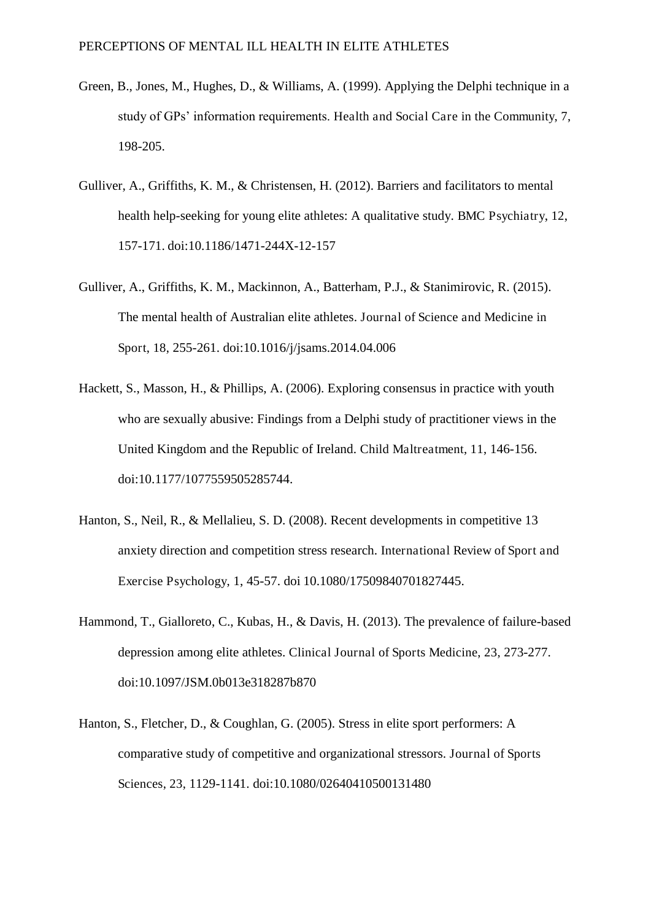Green, B., Jones, M., Hughes, D., & Williams, A. (1999). Applying the Delphi technique in a study of GPs' information requirements. Health and Social Care in the Community, 7, 198-205.

Gulliver, A., Griffiths, K. M., & Christensen, H. (2012). Barriers and facilitators to mental health help-seeking for young elite athletes: A qualitative study. BMC Psychiatry, 12, 157-171. doi:10.1186/1471-244X-12-157

Gulliver, A., Griffiths, K. M., Mackinnon, A., Batterham, P.J., & Stanimirovic, R. (2015). The mental health of Australian elite athletes. Journal of Science and Medicine in Sport, 18, 255-261. doi:10.1016/j/jsams.2014.04.006

Hackett, S., Masson, H., & Phillips, A. (2006). Exploring consensus in practice with youth who are sexually abusive: Findings from a Delphi study of practitioner views in the United Kingdom and the Republic of Ireland. Child Maltreatment, 11, 146-156. doi:10.1177/1077559505285744.

Hanton, S., Neil, R., & Mellalieu, S. D. (2008). Recent developments in competitive 13 anxiety direction and competition stress research. International Review of Sport and Exercise Psychology, 1, 45-57. doi 10.1080/17509840701827445.

Hammond, T., Gialloreto, C., Kubas, H., & Davis, H. (2013). The prevalence of failure-based depression among elite athletes. Clinical Journal of Sports Medicine, 23, 273-277. doi:10.1097/JSM.0b013e318287b870

Hanton, S., Fletcher, D., & Coughlan, G. (2005). Stress in elite sport performers: A comparative study of competitive and organizational stressors. Journal of Sports Sciences, 23, 1129-1141. doi:10.1080/02640410500131480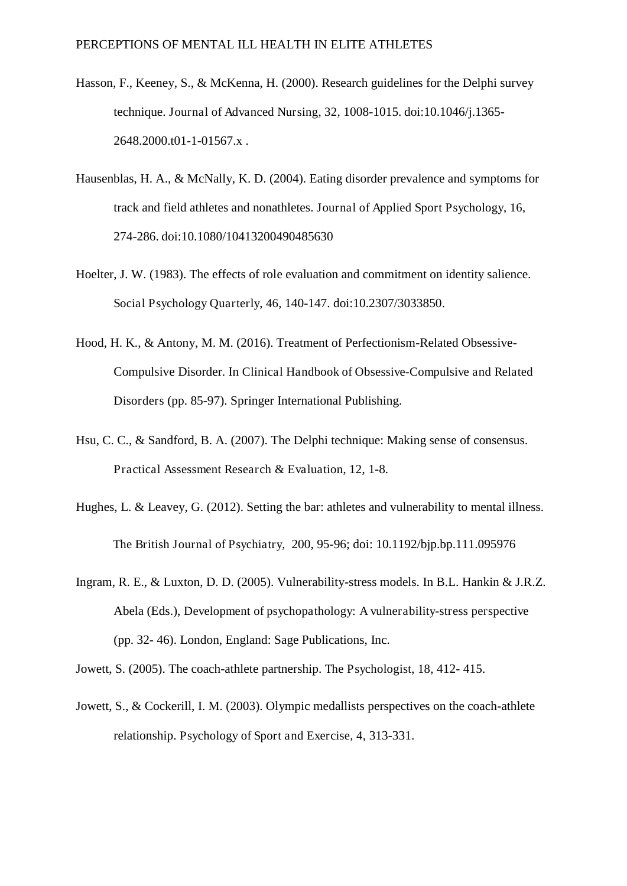Hasson, F., Keeney, S., & McKenna, H. (2000). Research guidelines for the Delphi survey technique. Journal of Advanced Nursing, 32, 1008-1015. doi:10.1046/j.1365-2648.2000.t01-1-01567.x .

Hausenblas, H. A., & McNally, K. D. (2004). Eating disorder prevalence and symptoms for track and field athletes and nonathletes. Journal of Applied Sport Psychology, 16, 274-286. doi:10.1080/10413200490485630

Hoelter, J. W. (1983). The effects of role evaluation and commitment on identity salience. Social Psychology Quarterly, 46, 140-147. doi:10.2307/3033850.

Hood, H. K., & Antony, M. M. (2016). Treatment of Perfectionism-Related Obsessive-Compulsive Disorder. In Clinical Handbook of Obsessive-Compulsive and Related Disorders (pp. 85-97). Springer International Publishing.

Hsu, C. C., & Sandford, B. A. (2007). The Delphi technique: Making sense of consensus. Practical Assessment Research & Evaluation, 12, 1-8.

Hughes, L. & Leavey, G. (2012). Setting the bar: athletes and vulnerability to mental illness. The British Journal of Psychiatry, 200, 95-96; doi: 10.1192/bjp.bp.111.095976

Ingram, R. E., & Luxton, D. D. (2005). Vulnerability-stress models. In B.L. Hankin & J.R.Z. Abela (Eds.), Development of psychopathology: A vulnerability-stress perspective (pp. 32- 46). London, England: Sage Publications, Inc.

Jowett, S. (2005). The coach-athlete partnership. The Psychologist, 18, 412- 415.

Jowett, S., & Cockerill, I. M. (2003). Olympic medallists perspectives on the coach-athlete relationship. Psychology of Sport and Exercise, 4, 313-331.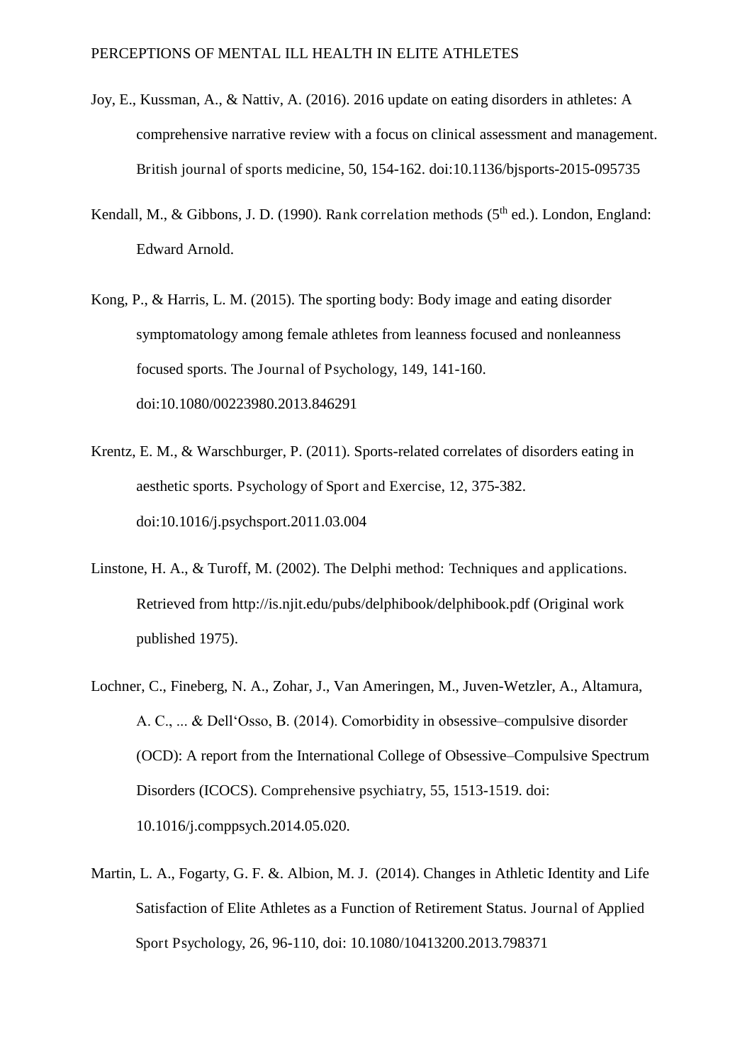Joy, E., Kussman, A., & Nattiv, A. (2016). 2016 update on eating disorders in athletes: A comprehensive narrative review with a focus on clinical assessment and management. British journal of sports medicine, 50, 154-162. doi:10.1136/bjsports-2015-095735

Kendall, M., & Gibbons, J. D. (1990). Rank correlation methods (5th ed.). London, England: Edward Arnold.

Kong, P., & Harris, L. M. (2015). The sporting body: Body image and eating disorder symptomatology among female athletes from leanness focused and nonleanness focused sports. The Journal of Psychology, 149, 141-160. doi:10.1080/00223980.2013.846291

Krentz, E. M., & Warschburger, P. (2011). Sports-related correlates of disorders eating in aesthetic sports. Psychology of Sport and Exercise, 12, 375-382. doi:10.1016/j.psychsport.2011.03.004

Linstone, H. A., & Turoff, M. (2002). The Delphi method: Techniques and applications. Retrieved from http://is.njit.edu/pubs/delphibook/delphibook.pdf (Original work published 1975).

Lochner, C., Fineberg, N. A., Zohar, J., Van Ameringen, M., Juven-Wetzler, A., Altamura, A. C., ... & Dell'Osso, B. (2014). Comorbidity in obsessive–compulsive disorder (OCD): A report from the International College of Obsessive–Compulsive Spectrum Disorders (ICOCS). Comprehensive psychiatry, 55, 1513-1519. doi: 10.1016/j.comppsych.2014.05.020.

Martin, L. A., Fogarty, G. F. &. Albion, M. J. (2014). Changes in Athletic Identity and Life Satisfaction of Elite Athletes as a Function of Retirement Status. Journal of Applied Sport Psychology, 26, 96-110, doi: 10.1080/10413200.2013.798371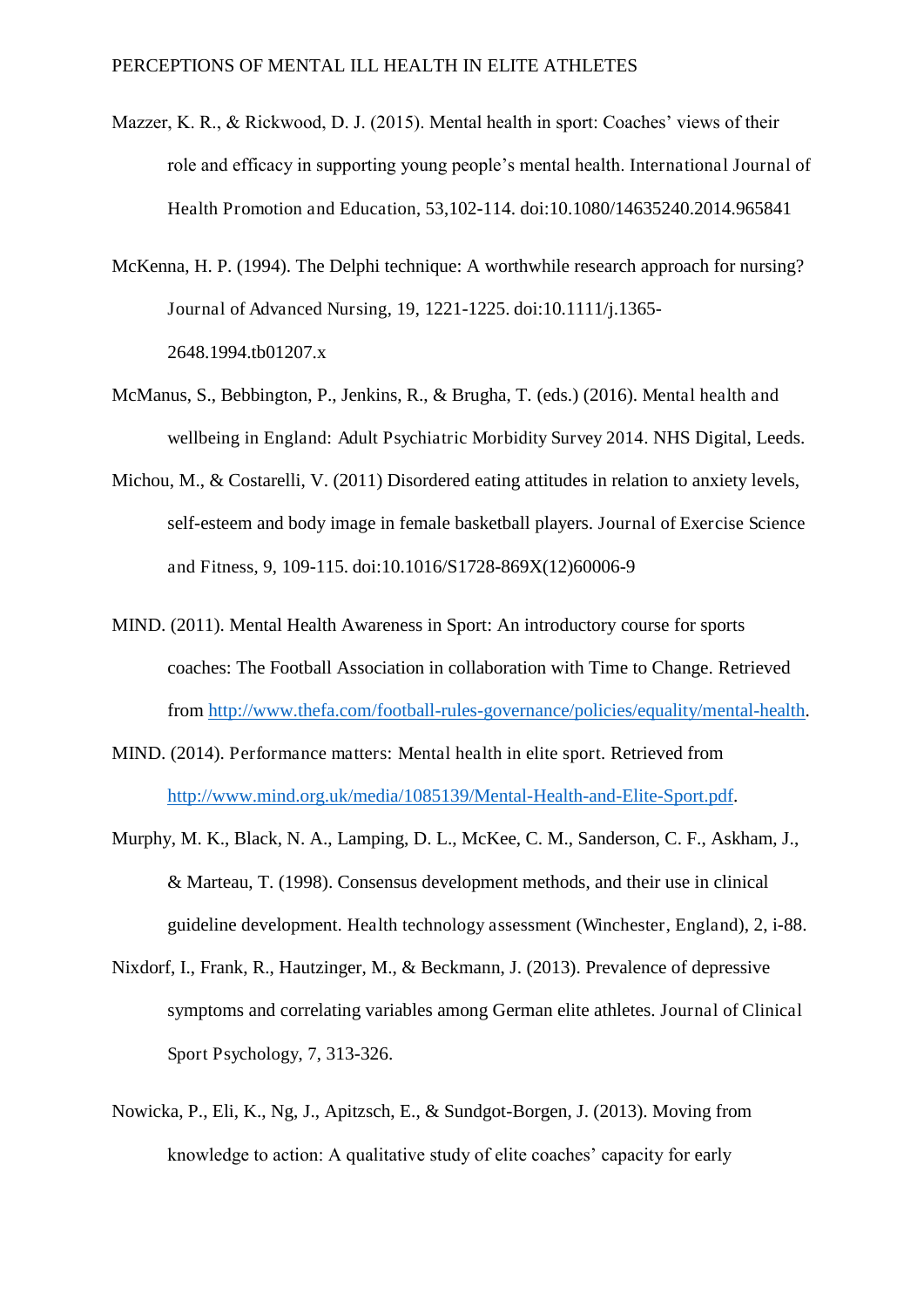Mazzer, K. R., & Rickwood, D. J. (2015). Mental health in sport: Coaches' views of their role and efficacy in supporting young people's mental health. International Journal of Health Promotion and Education, 53,102-114. doi:10.1080/14635240.2014.965841

McKenna, H. P. (1994). The Delphi technique: A worthwhile research approach for nursing? Journal of Advanced Nursing, 19, 1221-1225. doi:10.1111/j.1365-2648.1994.tb01207.x

McManus, S., Bebbington, P., Jenkins, R., & Brugha, T. (eds.) (2016). Mental health and wellbeing in England: Adult Psychiatric Morbidity Survey 2014. NHS Digital, Leeds.

Michou, M., & Costarelli, V. (2011) Disordered eating attitudes in relation to anxiety levels, self-esteem and body image in female basketball players. Journal of Exercise Science and Fitness, 9, 109-115. doi:10.1016/S1728-869X(12)60006-9

MIND. (2011). Mental Health Awareness in Sport: An introductory course for sports coaches: The Football Association in collaboration with Time to Change. Retrieved from http://www.thefa.com/football-rules-governance/policies/equality/mental-health.

MIND. (2014). Performance matters: Mental health in elite sport. Retrieved from http://www.mind.org.uk/media/1085139/Mental-Health-and-Elite-Sport.pdf.

Murphy, M. K., Black, N. A., Lamping, D. L., McKee, C. M., Sanderson, C. F., Askham, J., & Marteau, T. (1998). Consensus development methods, and their use in clinical guideline development. Health technology assessment (Winchester, England), 2, i-88.

Nixdorf, I., Frank, R., Hautzinger, M., & Beckmann, J. (2013). Prevalence of depressive symptoms and correlating variables among German elite athletes. Journal of Clinical Sport Psychology, 7, 313-326.

Nowicka, P., Eli, K., Ng, J., Apitzsch, E., & Sundgot-Borgen, J. (2013). Moving from knowledge to action: A qualitative study of elite coaches' capacity for early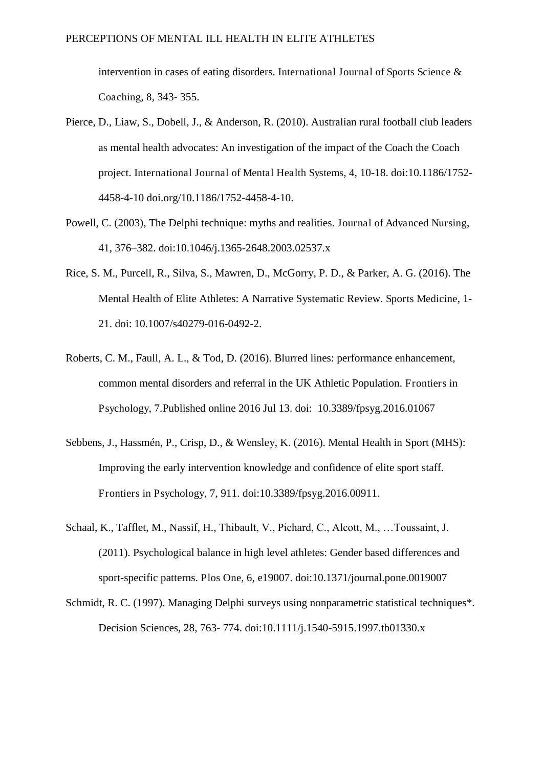intervention in cases of eating disorders. International Journal of Sports Science & Coaching, 8, 343- 355.

Pierce, D., Liaw, S., Dobell, J., & Anderson, R. (2010). Australian rural football club leaders as mental health advocates: An investigation of the impact of the Coach the Coach project. International Journal of Mental Health Systems, 4, 10-18. doi:10.1186/1752-4458-4-10 doi.org/10.1186/1752-4458-4-10.

Powell, C. (2003), The Delphi technique: myths and realities. Journal of Advanced Nursing, 41, 376–382. doi:10.1046/j.1365-2648.2003.02537.x

Rice, S. M., Purcell, R., Silva, S., Mawren, D., McGorry, P. D., & Parker, A. G. (2016). The Mental Health of Elite Athletes: A Narrative Systematic Review. Sports Medicine, 1-21. doi: 10.1007/s40279-016-0492-2.

Roberts, C. M., Faull, A. L., & Tod, D. (2016). Blurred lines: performance enhancement, common mental disorders and referral in the UK Athletic Population. Frontiers in Psychology, 7.Published online 2016 Jul 13. doi: 10.3389/fpsyg.2016.01067

Sebbens, J., Hassmén, P., Crisp, D., & Wensley, K. (2016). Mental Health in Sport (MHS): Improving the early intervention knowledge and confidence of elite sport staff. Frontiers in Psychology, 7, 911. doi:10.3389/fpsyg.2016.00911.

Schaal, K., Tafflet, M., Nassif, H., Thibault, V., Pichard, C., Alcott, M., …Toussaint, J. (2011). Psychological balance in high level athletes: Gender based differences and sport-specific patterns. Plos One, 6, e19007. doi:10.1371/journal.pone.0019007

Schmidt, R. C. (1997). Managing Delphi surveys using nonparametric statistical techniques*. Decision Sciences, 28, 763- 774. doi:10.1111/j.1540-5915.1997.tb01330.x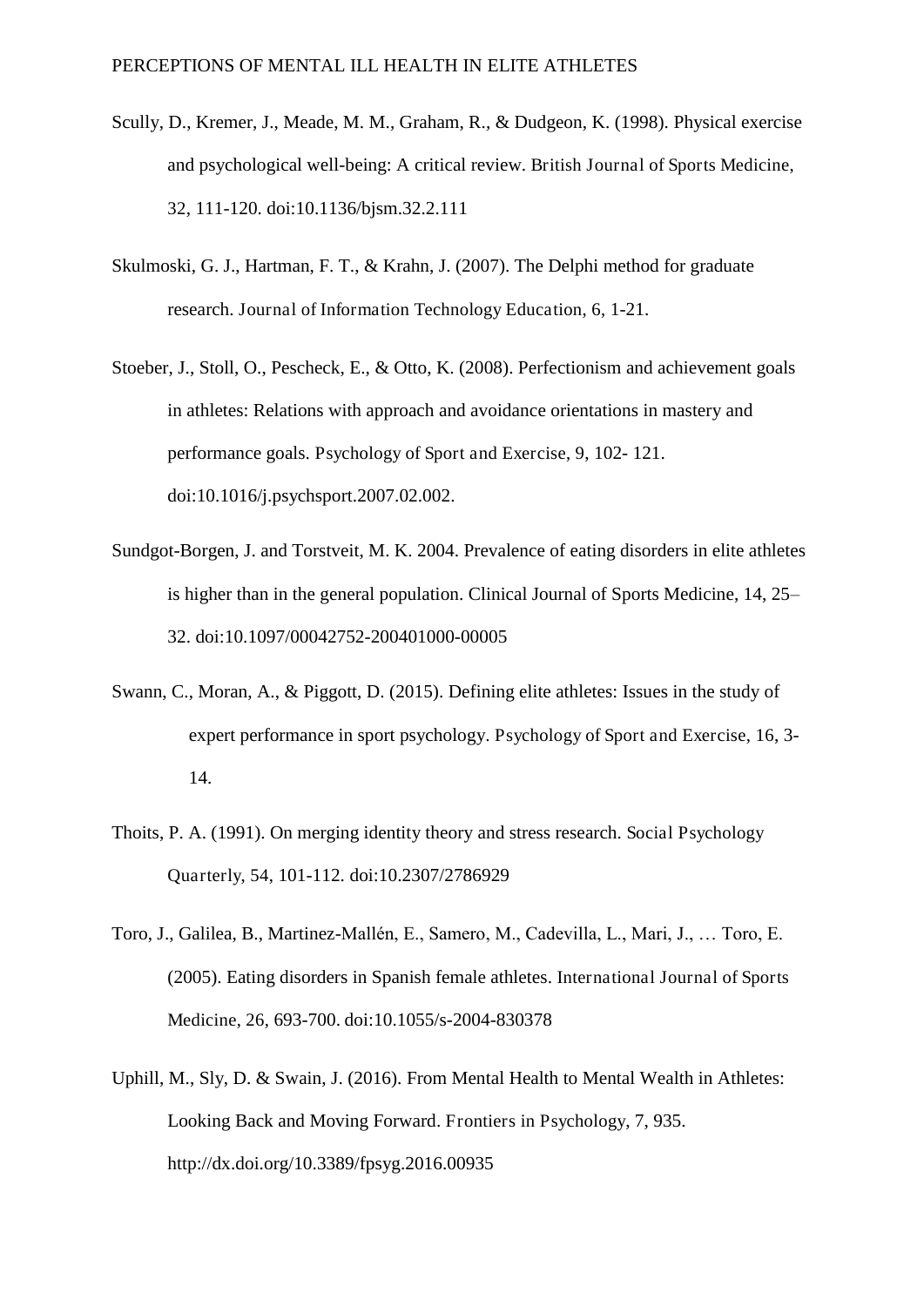Scully, D., Kremer, J., Meade, M. M., Graham, R., & Dudgeon, K. (1998). Physical exercise and psychological well-being: A critical review. British Journal of Sports Medicine, 32, 111-120. doi:10.1136/bjsm.32.2.111

Skulmoski, G. J., Hartman, F. T., & Krahn, J. (2007). The Delphi method for graduate research. Journal of Information Technology Education, 6, 1-21.

Stoeber, J., Stoll, O., Pescheck, E., & Otto, K. (2008). Perfectionism and achievement goals in athletes: Relations with approach and avoidance orientations in mastery and performance goals. Psychology of Sport and Exercise, 9, 102- 121. doi:10.1016/j.psychsport.2007.02.002.

Sundgot-Borgen, J. and Torstveit, M. K. 2004. Prevalence of eating disorders in elite athletes is higher than in the general population. Clinical Journal of Sports Medicine, 14, 25–32. doi:10.1097/00042752-200401000-00005

Swann, C., Moran, A., & Piggott, D. (2015). Defining elite athletes: Issues in the study of expert performance in sport psychology. Psychology of Sport and Exercise, 16, 3-14.

Thoits, P. A. (1991). On merging identity theory and stress research. Social Psychology Quarterly, 54, 101-112. doi:10.2307/2786929

Toro, J., Galilea, B., Martinez-Mallén, E., Samero, M., Cadevilla, L., Mari, J., … Toro, E. (2005). Eating disorders in Spanish female athletes. International Journal of Sports Medicine, 26, 693-700. doi:10.1055/s-2004-830378

Uphill, M., Sly, D. & Swain, J. (2016). From Mental Health to Mental Wealth in Athletes: Looking Back and Moving Forward. Frontiers in Psychology, 7, 935. http://dx.doi.org/10.3389/fpsyg.2016.00935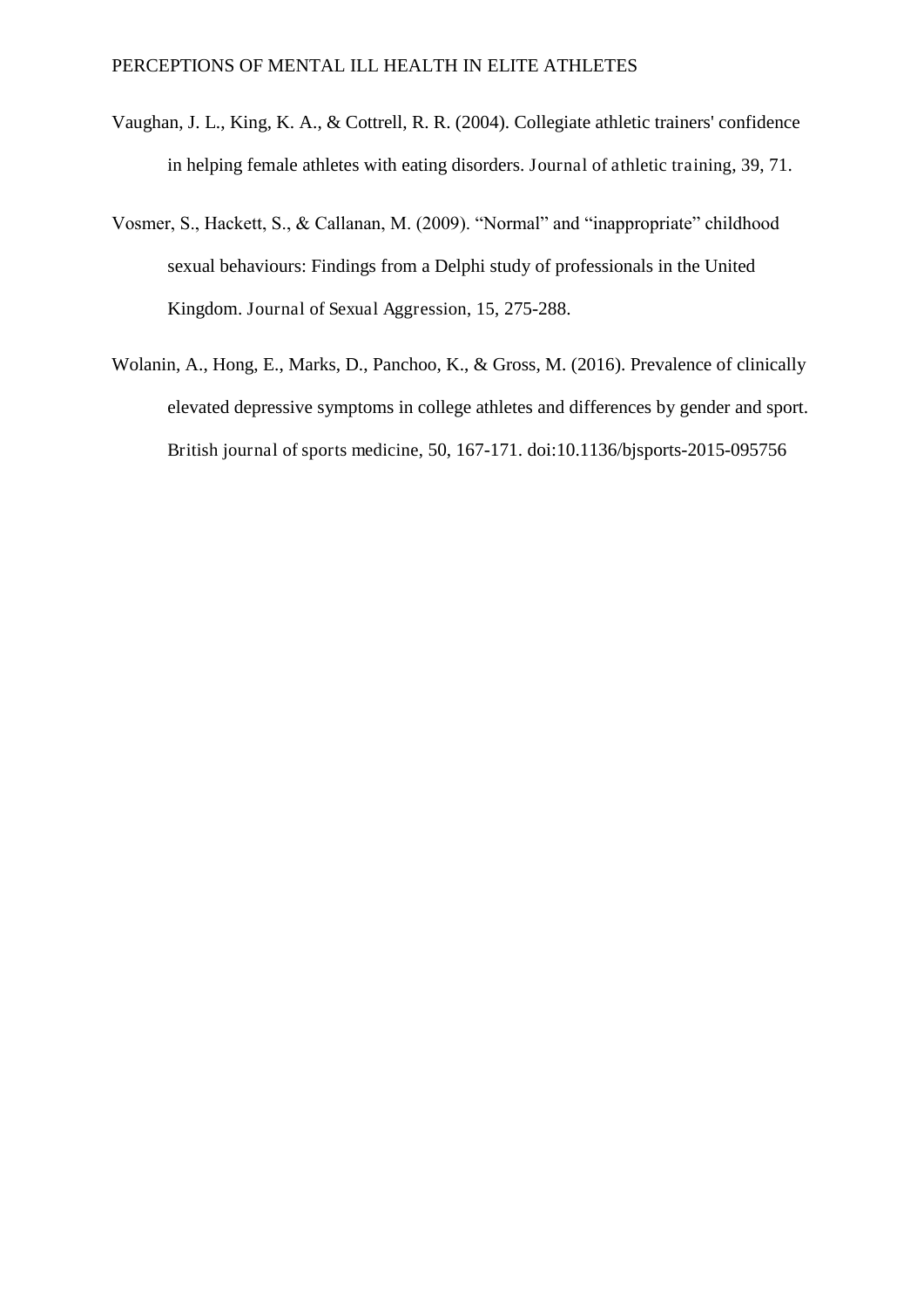Vaughan, J. L., King, K. A., & Cottrell, R. R. (2004). Collegiate athletic trainers' confidence in helping female athletes with eating disorders. *Journal of athletic training*, *39*, 71.

Vosmer, S., Hackett, S., & Callanan, M. (2009). "Normal" and "inappropriate" childhood sexual behaviours: Findings from a Delphi study of professionals in the United Kingdom. *Journal of Sexual Aggression*, *15*, 275-288.

Wolanin, A., Hong, E., Marks, D., Panchoo, K., & Gross, M. (2016). Prevalence of clinically elevated depressive symptoms in college athletes and differences by gender and sport. *British journal of sports medicine*, *50*, 167-171. doi:10.1136/bjsports-2015-095756